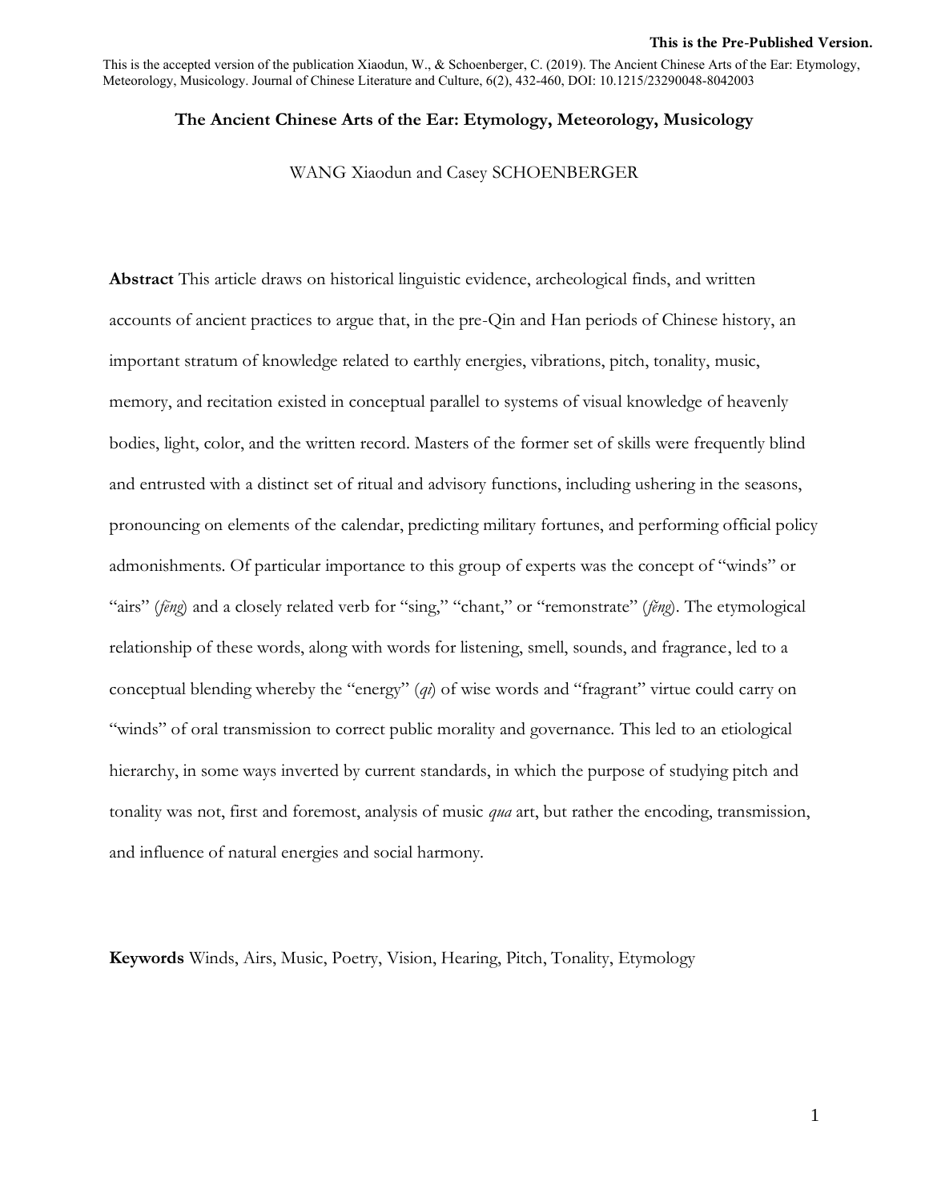**This is the Pre-Published Version.**

This is the accepted version of the publication Xiaodun, W., & Schoenberger, C. (2019). The Ancient Chinese Arts of the Ear: Etymology, Meteorology, Musicology. Journal of Chinese Literature and Culture, 6(2), 432-460, DOI: 10.1215/23290048-8042003

# The Ancient Chinese Arts of the Ear: Etymology, Meteorology, Musicology

WANG Xiaodun and Casey SCHOENBERGER

**Abstract** This article draws on historical linguistic evidence, archeological finds, and written accounts of ancient practices to argue that, in the pre-Qin and Han periods of Chinese history, an important stratum of knowledge related to earthly energies, vibrations, pitch, tonality, music, memory, and recitation existed in conceptual parallel to systems of visual knowledge of heavenly bodies, light, color, and the written record. Masters of the former set of skills were frequently blind and entrusted with a distinct set of ritual and advisory functions, including ushering in the seasons, pronouncing on elements of the calendar, predicting military fortunes, and performing official policy admonishments. Of particular importance to this group of experts was the concept of "winds" or "airs" (*fēng*) and a closely related verb for "sing," "chant," or "remonstrate" (*fěng*). The etymological relationship of these words, along with words for listening, smell, sounds, and fragrance, led to a conceptual blending whereby the "energy" (*qi*) of wise words and "fragrant" virtue could carry on "winds" of oral transmission to correct public morality and governance. This led to an etiological hierarchy, in some ways inverted by current standards, in which the purpose of studying pitch and tonality was not, first and foremost, analysis of music *qua* art, but rather the encoding, transmission, and influence of natural energies and social harmony.

**Keywords** Winds, Airs, Music, Poetry, Vision, Hearing, Pitch, Tonality, Etymology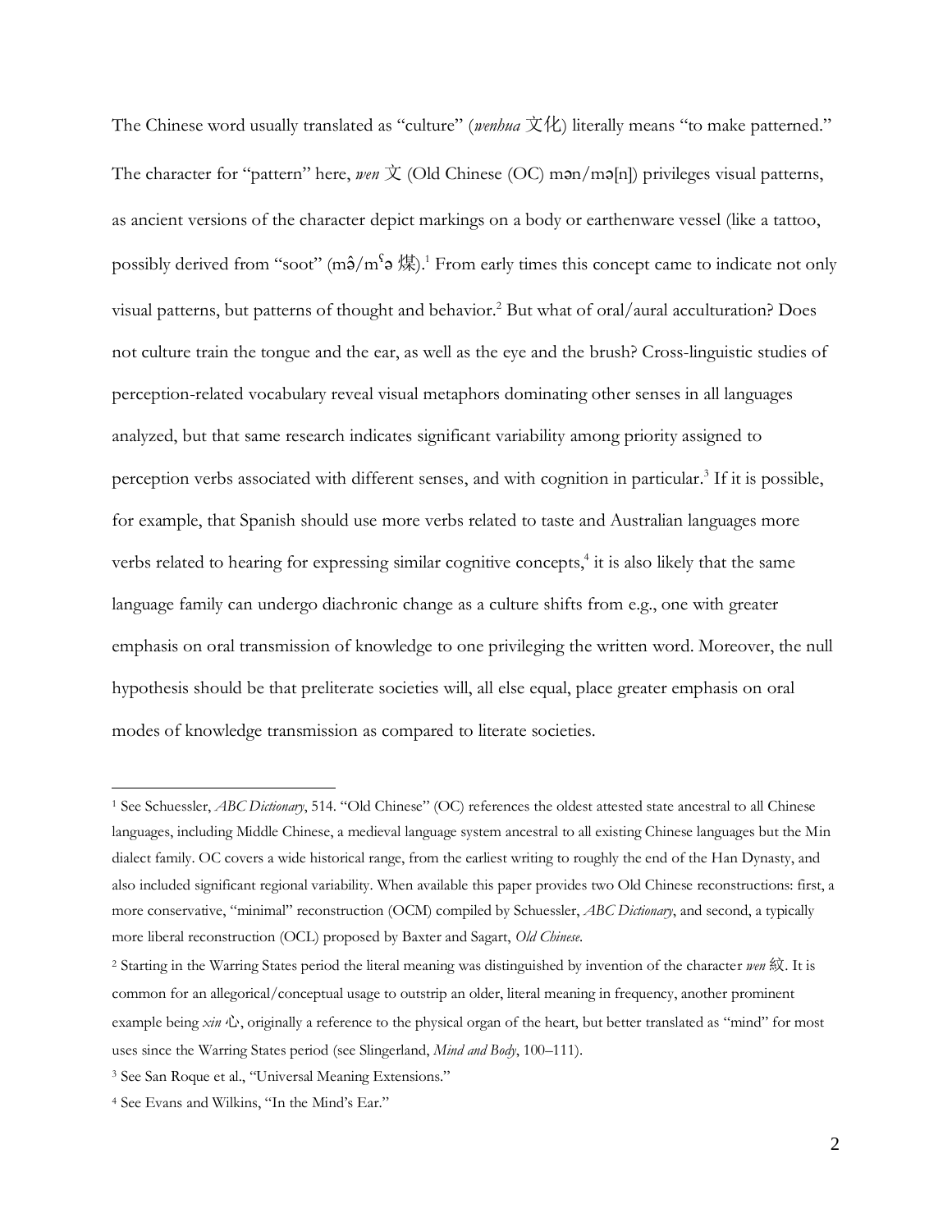The Chinese word usually translated as "culture" (*wenhua* 文化) literally means "to make patterned." The character for "pattern" here, *wen* 文 (Old Chinese (OC) mən/mə[n]) privileges visual patterns, as ancient versions of the character depict markings on a body or earthenware vessel (like a tattoo, possibly derived from "soot" (mə̂/mˤə 煤).[1] From early times this concept came to indicate not only visual patterns, but patterns of thought and behavior.[2] But what of oral/aural acculturation? Does not culture train the tongue and the ear, as well as the eye and the brush? Cross-linguistic studies of perception-related vocabulary reveal visual metaphors dominating other senses in all languages analyzed, but that same research indicates significant variability among priority assigned to perception verbs associated with different senses, and with cognition in particular.[3] If it is possible, for example, that Spanish should use more verbs related to taste and Australian languages more verbs related to hearing for expressing similar cognitive concepts,[4] it is also likely that the same language family can undergo diachronic change as a culture shifts from e.g., one with greater emphasis on oral transmission of knowledge to one privileging the written word. Moreover, the null hypothesis should be that preliterate societies will, all else equal, place greater emphasis on oral modes of knowledge transmission as compared to literate societies.

---

[1] See Schuessler, *ABC Dictionary*, 514. "Old Chinese" (OC) references the oldest attested state ancestral to all Chinese languages, including Middle Chinese, a medieval language system ancestral to all existing Chinese languages but the Min dialect family. OC covers a wide historical range, from the earliest writing to roughly the end of the Han Dynasty, and also included significant regional variability. When available this paper provides two Old Chinese reconstructions: first, a more conservative, "minimal" reconstruction (OCM) compiled by Schuessler, *ABC Dictionary*, and second, a typically more liberal reconstruction (OCL) proposed by Baxter and Sagart, *Old Chinese*.

[2] Starting in the Warring States period the literal meaning was distinguished by invention of the character *wen* 紋. It is common for an allegorical/conceptual usage to outstrip an older, literal meaning in frequency, another prominent example being *xin* 心, originally a reference to the physical organ of the heart, but better translated as "mind" for most uses since the Warring States period (see Slingerland, *Mind and Body*, 100–111).

[3] See San Roque et al., "Universal Meaning Extensions."

[4] See Evans and Wilkins, "In the Mind's Ear."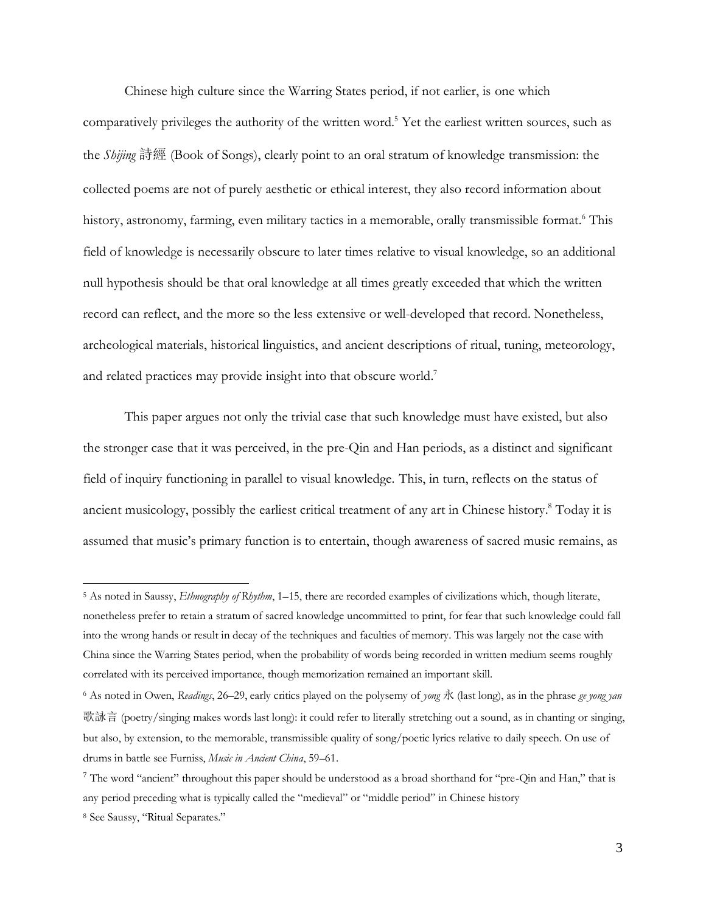Chinese high culture since the Warring States period, if not earlier, is one which comparatively privileges the authority of the written word.[5] Yet the earliest written sources, such as the *Shijing* 詩經 (Book of Songs), clearly point to an oral stratum of knowledge transmission: the collected poems are not of purely aesthetic or ethical interest, they also record information about history, astronomy, farming, even military tactics in a memorable, orally transmissible format.[6] This field of knowledge is necessarily obscure to later times relative to visual knowledge, so an additional null hypothesis should be that oral knowledge at all times greatly exceeded that which the written record can reflect, and the more so the less extensive or well-developed that record. Nonetheless, archeological materials, historical linguistics, and ancient descriptions of ritual, tuning, meteorology, and related practices may provide insight into that obscure world.[7]

This paper argues not only the trivial case that such knowledge must have existed, but also the stronger case that it was perceived, in the pre-Qin and Han periods, as a distinct and significant field of inquiry functioning in parallel to visual knowledge. This, in turn, reflects on the status of ancient musicology, possibly the earliest critical treatment of any art in Chinese history.[8] Today it is assumed that music's primary function is to entertain, though awareness of sacred music remains, as

---

[5] As noted in Saussy, *Ethnography of Rhythm*, 1–15, there are recorded examples of civilizations which, though literate, nonetheless prefer to retain a stratum of sacred knowledge uncommitted to print, for fear that such knowledge could fall into the wrong hands or result in decay of the techniques and faculties of memory. This was largely not the case with China since the Warring States period, when the probability of words being recorded in written medium seems roughly correlated with its perceived importance, though memorization remained an important skill.

[6] As noted in Owen, *Readings*, 26–29, early critics played on the polysemy of *yong* 永 (last long), as in the phrase *ge yong yan* 歌詠言 (poetry/singing makes words last long): it could refer to literally stretching out a sound, as in chanting or singing, but also, by extension, to the memorable, transmissible quality of song/poetic lyrics relative to daily speech. On use of drums in battle see Furniss, *Music in Ancient China*, 59–61.

[7] The word "ancient" throughout this paper should be understood as a broad shorthand for "pre-Qin and Han," that is any period preceding what is typically called the "medieval" or "middle period" in Chinese history

[8] See Saussy, "Ritual Separates."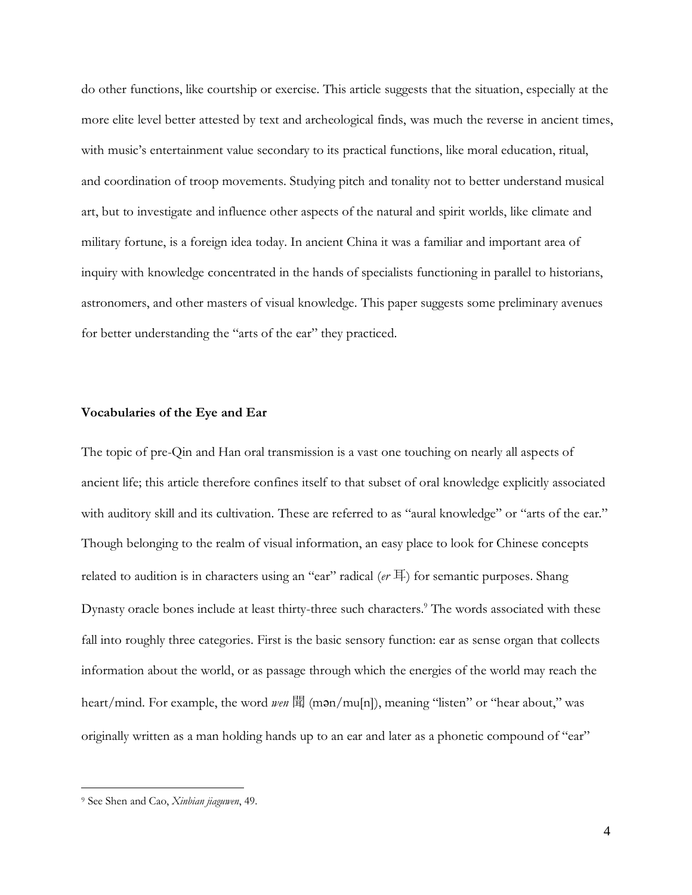do other functions, like courtship or exercise. This article suggests that the situation, especially at the more elite level better attested by text and archeological finds, was much the reverse in ancient times, with music's entertainment value secondary to its practical functions, like moral education, ritual, and coordination of troop movements. Studying pitch and tonality not to better understand musical art, but to investigate and influence other aspects of the natural and spirit worlds, like climate and military fortune, is a foreign idea today. In ancient China it was a familiar and important area of inquiry with knowledge concentrated in the hands of specialists functioning in parallel to historians, astronomers, and other masters of visual knowledge. This paper suggests some preliminary avenues for better understanding the "arts of the ear" they practiced.

**Vocabularies of the Eye and Ear**

The topic of pre-Qin and Han oral transmission is a vast one touching on nearly all aspects of ancient life; this article therefore confines itself to that subset of oral knowledge explicitly associated with auditory skill and its cultivation. These are referred to as "aural knowledge" or "arts of the ear." Though belonging to the realm of visual information, an easy place to look for Chinese concepts related to audition is in characters using an "ear" radical (*er* 耳) for semantic purposes. Shang Dynasty oracle bones include at least thirty-three such characters.[9] The words associated with these fall into roughly three categories. First is the basic sensory function: ear as sense organ that collects information about the world, or as passage through which the energies of the world may reach the heart/mind. For example, the word *wen* 聞 (mən/mu[n]), meaning "listen" or "hear about," was originally written as a man holding hands up to an ear and later as a phonetic compound of "ear"

[9] See Shen and Cao, *Xinbian jiaguwen*, 49.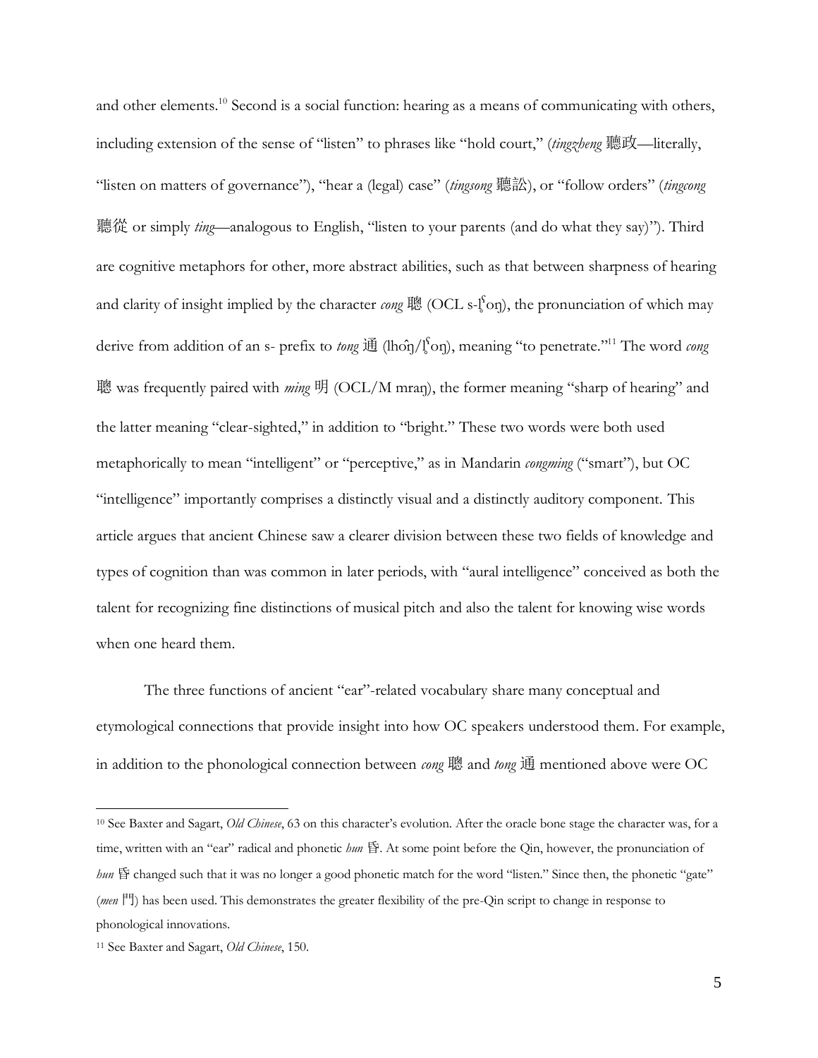and other elements.[10] Second is a social function: hearing as a means of communicating with others, including extension of the sense of "listen" to phrases like "hold court," (*tingzheng* 聽政—literally, "listen on matters of governance"), "hear a (legal) case" (*tingsong* 聽訟), or "follow orders" (*tingcong* 聽從 or simply *ting*—analogous to English, "listen to your parents (and do what they say)"). Third are cognitive metaphors for other, more abstract abilities, such as that between sharpness of hearing and clarity of insight implied by the character *cong* 聰 (OCL s-l̥ˤoŋ), the pronunciation of which may derive from addition of an s- prefix to *tong* 通 (lhôŋ/l̥ˤoŋ), meaning "to penetrate."[11] The word *cong* 聰 was frequently paired with *ming* 明 (OCL/M mraŋ), the former meaning "sharp of hearing" and the latter meaning "clear-sighted," in addition to "bright." These two words were both used metaphorically to mean "intelligent" or "perceptive," as in Mandarin *congming* ("smart"), but OC "intelligence" importantly comprises a distinctly visual and a distinctly auditory component. This article argues that ancient Chinese saw a clearer division between these two fields of knowledge and types of cognition than was common in later periods, with "aural intelligence" conceived as both the talent for recognizing fine distinctions of musical pitch and also the talent for knowing wise words when one heard them.

The three functions of ancient "ear"-related vocabulary share many conceptual and etymological connections that provide insight into how OC speakers understood them. For example, in addition to the phonological connection between *cong* 聰 and *tong* 通 mentioned above were OC

---

[10] See Baxter and Sagart, *Old Chinese*, 63 on this character's evolution. After the oracle bone stage the character was, for a time, written with an "ear" radical and phonetic *hun* 昏. At some point before the Qin, however, the pronunciation of *hun* 昏 changed such that it was no longer a good phonetic match for the word "listen." Since then, the phonetic "gate" (*men* 門) has been used. This demonstrates the greater flexibility of the pre-Qin script to change in response to phonological innovations.

[11] See Baxter and Sagart, *Old Chinese*, 150.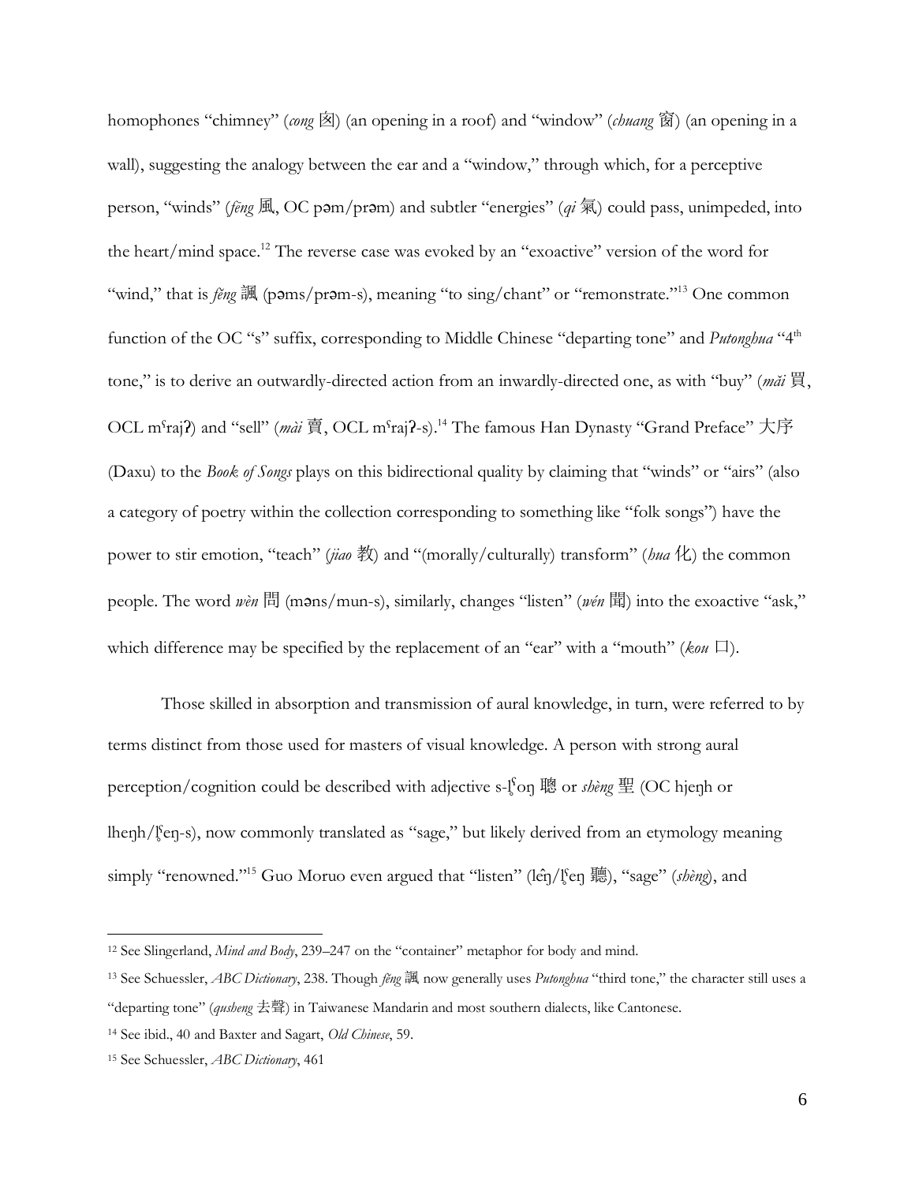homophones "chimney" (*cong* 囪) (an opening in a roof) and "window" (*chuang* 窗) (an opening in a wall), suggesting the analogy between the ear and a "window," through which, for a perceptive person, "winds" (*fēng* 風, OC pəm/prəm) and subtler "energies" (*qi* 氣) could pass, unimpeded, into the heart/mind space.[12] The reverse case was evoked by an "exoactive" version of the word for "wind," that is *fěng* 諷 (pəms/prəm-s), meaning "to sing/chant" or "remonstrate."[13] One common function of the OC "s" suffix, corresponding to Middle Chinese "departing tone" and *Putonghua* "4th tone," is to derive an outwardly-directed action from an inwardly-directed one, as with "buy" (*mǎi* 買, OCL mˤrajʔ) and "sell" (*mài* 賣, OCL mˤrajʔ-s).[14] The famous Han Dynasty "Grand Preface" 大序 (Daxu) to the *Book of Songs* plays on this bidirectional quality by claiming that "winds" or "airs" (also a category of poetry within the collection corresponding to something like "folk songs") have the power to stir emotion, "teach" (*jiao* 教) and "(morally/culturally) transform" (*hua* 化) the common people. The word *wèn* 問 (məns/mun-s), similarly, changes "listen" (*wén* 聞) into the exoactive "ask," which difference may be specified by the replacement of an "ear" with a "mouth" (*kou* 口).

Those skilled in absorption and transmission of aural knowledge, in turn, were referred to by terms distinct from those used for masters of visual knowledge. A person with strong aural perception/cognition could be described with adjective s-l̥ˤoŋ 聰 or *shèng* 聖 (OC hjeŋh or lheŋh/l̥ˤeŋ-s), now commonly translated as "sage," but likely derived from an etymology meaning simply "renowned."[15] Guo Moruo even argued that "listen" (lêŋ/l̥ˤeŋ 聽), "sage" (*shèng*), and

---

[12] See Slingerland, *Mind and Body*, 239–247 on the "container" metaphor for body and mind.

[13] See Schuessler, *ABC Dictionary*, 238. Though *fěng* 諷 now generally uses *Putonghua* "third tone," the character still uses a "departing tone" (*qusheng* 去聲) in Taiwanese Mandarin and most southern dialects, like Cantonese.

[14] See ibid., 40 and Baxter and Sagart, *Old Chinese*, 59.

[15] See Schuessler, *ABC Dictionary*, 461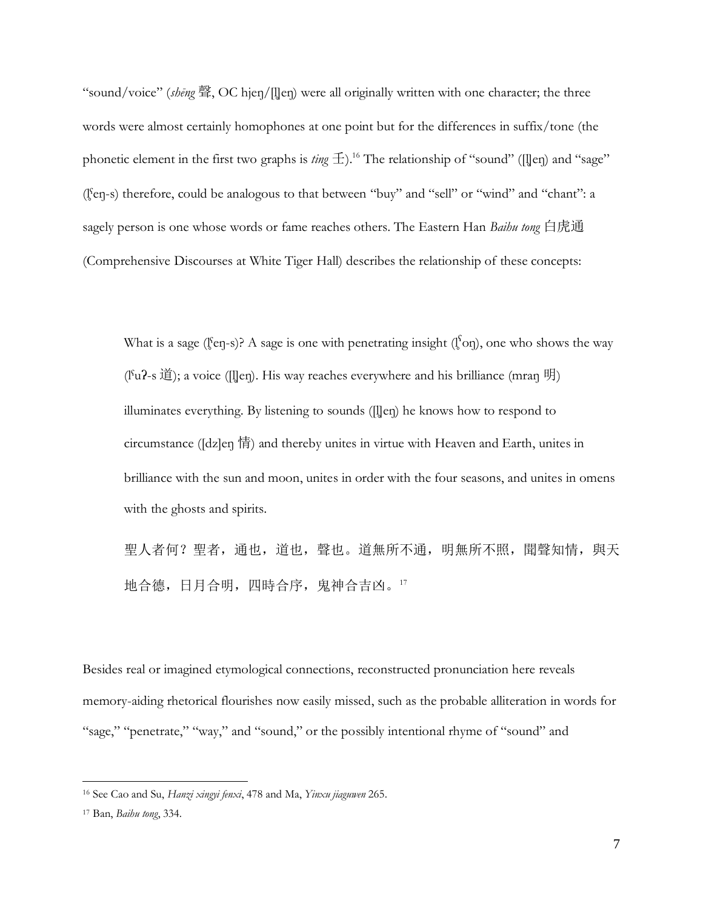"sound/voice" (*shēng* 聲, OC hjeŋ/[l̥]eŋ) were all originally written with one character; the three words were almost certainly homophones at one point but for the differences in suffix/tone (the phonetic element in the first two graphs is *ting* 壬).[16] The relationship of "sound" ([l̥]eŋ) and "sage" (l̥ˤeŋ-s) therefore, could be analogous to that between "buy" and "sell" or "wind" and "chant": a sagely person is one whose words or fame reaches others. The Eastern Han *Baihu tong* 白虎通 (Comprehensive Discourses at White Tiger Hall) describes the relationship of these concepts:

> What is a sage (l̥ˤeŋ-s)? A sage is one with penetrating insight (l̥ˤoŋ), one who shows the way (lˤuʔ-s 道); a voice ([l̥]eŋ). His way reaches everywhere and his brilliance (mraŋ 明) illuminates everything. By listening to sounds ([l̥]eŋ) he knows how to respond to circumstance ([dz]eŋ 情) and thereby unites in virtue with Heaven and Earth, unites in brilliance with the sun and moon, unites in order with the four seasons, and unites in omens with the ghosts and spirits.
>
> 聖人者何？聖者，通也，道也，聲也。道無所不通，明無所不照，聞聲知情，與天地合德，日月合明，四時合序，鬼神合吉凶。[17]

Besides real or imagined etymological connections, reconstructed pronunciation here reveals memory-aiding rhetorical flourishes now easily missed, such as the probable alliteration in words for "sage," "penetrate," "way," and "sound," or the possibly intentional rhyme of "sound" and

---

[16] See Cao and Su, *Hanzi xingyi fenxi*, 478 and Ma, *Yinxu jiaguwen* 265.

[17] Ban, *Baihu tong*, 334.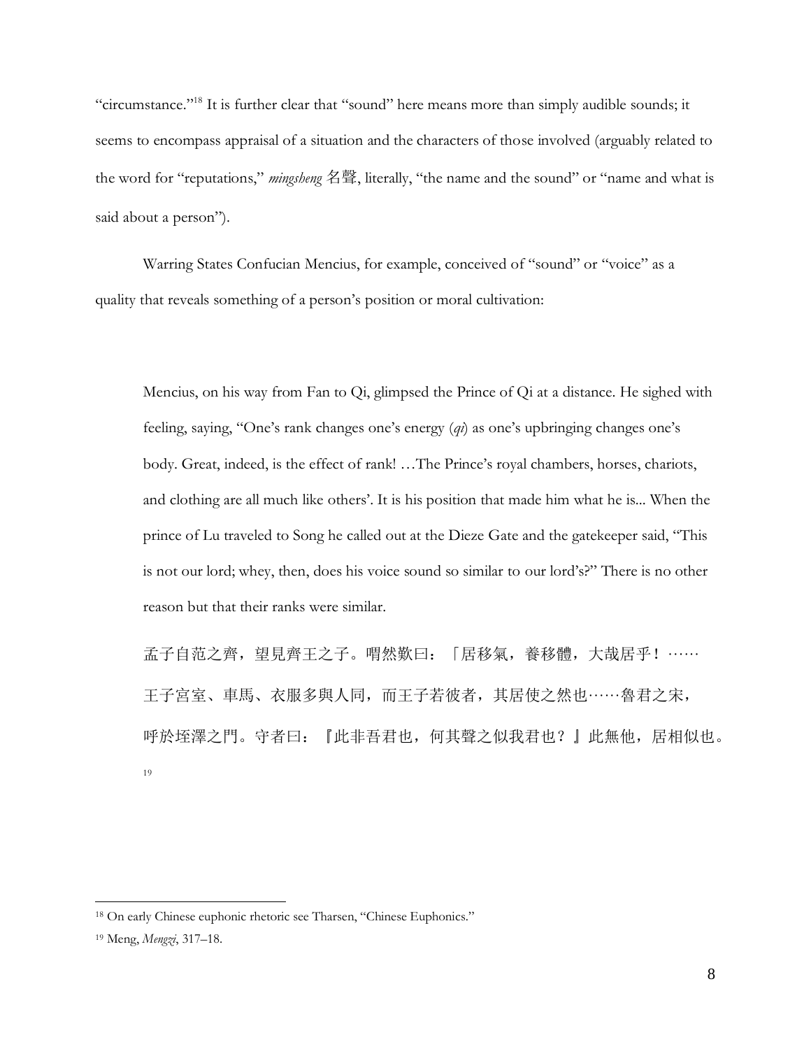"circumstance."[18] It is further clear that "sound" here means more than simply audible sounds; it seems to encompass appraisal of a situation and the characters of those involved (arguably related to the word for "reputations," *mingsheng* 名聲, literally, "the name and the sound" or "name and what is said about a person").

Warring States Confucian Mencius, for example, conceived of "sound" or "voice" as a quality that reveals something of a person's position or moral cultivation:

> Mencius, on his way from Fan to Qi, glimpsed the Prince of Qi at a distance. He sighed with feeling, saying, "One's rank changes one's energy (*qi*) as one's upbringing changes one's body. Great, indeed, is the effect of rank! …The Prince's royal chambers, horses, chariots, and clothing are all much like others'. It is his position that made him what he is... When the prince of Lu traveled to Song he called out at the Dieze Gate and the gatekeeper said, "This is not our lord; whey, then, does his voice sound so similar to our lord's?" There is no other reason but that their ranks were similar.
>
> 孟子自范之齊，望見齊王之子。喟然歎曰：「居移氣，養移體，大哉居乎！……王子宮室、車馬、衣服多與人同，而王子若彼者，其居使之然也……魯君之宋，呼於垤澤之門。守者曰：『此非吾君也，何其聲之似我君也？』此無他，居相似也。[19]

---

[18] On early Chinese euphonic rhetoric see Tharsen, "Chinese Euphonics."

[19] Meng, *Mengzi*, 317–18.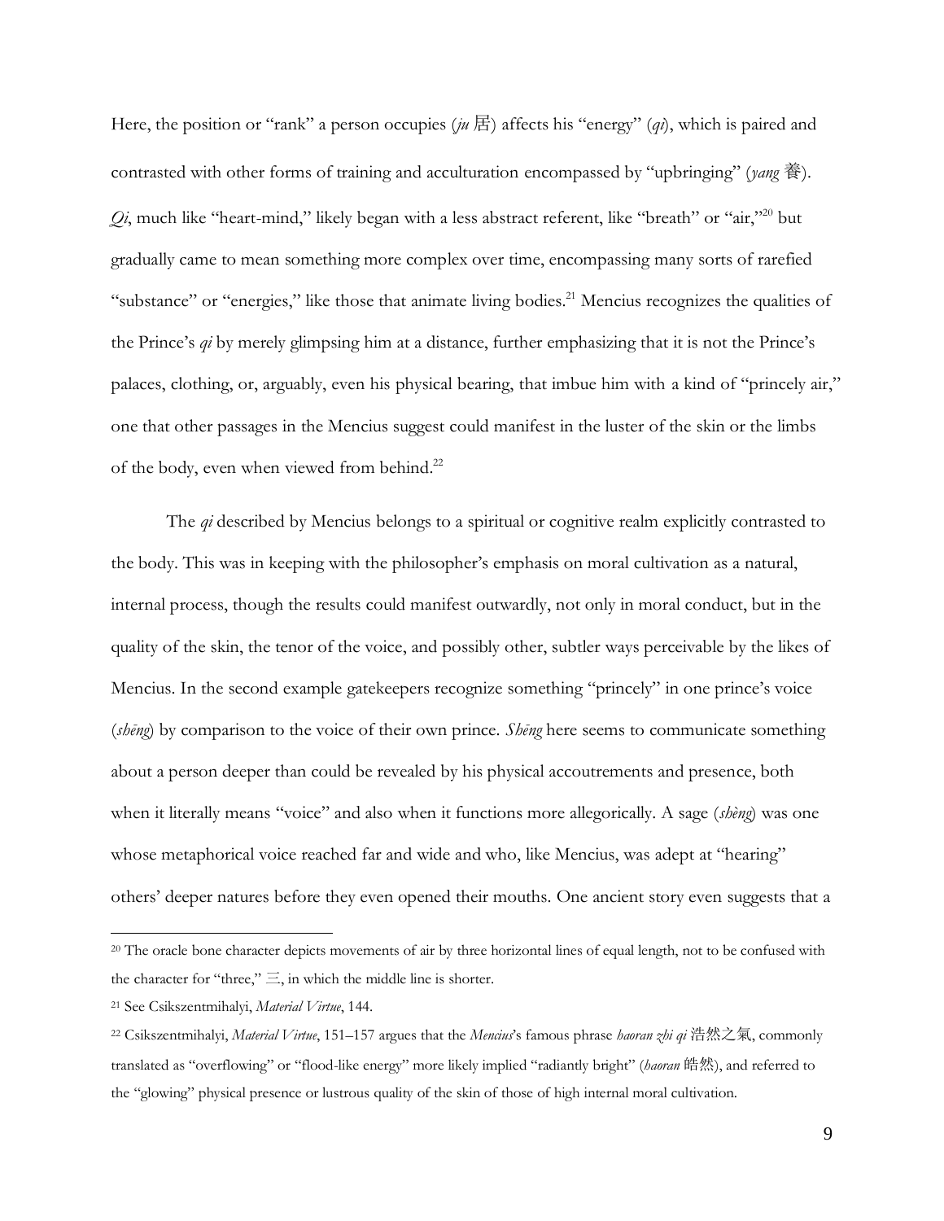Here, the position or "rank" a person occupies (*ju* 居) affects his "energy" (*qi*), which is paired and contrasted with other forms of training and acculturation encompassed by "upbringing" (*yang* 養). *Qi*, much like "heart-mind," likely began with a less abstract referent, like "breath" or "air,"[20] but gradually came to mean something more complex over time, encompassing many sorts of rarefied "substance" or "energies," like those that animate living bodies.[21] Mencius recognizes the qualities of the Prince's *qi* by merely glimpsing him at a distance, further emphasizing that it is not the Prince's palaces, clothing, or, arguably, even his physical bearing, that imbue him with a kind of "princely air," one that other passages in the Mencius suggest could manifest in the luster of the skin or the limbs of the body, even when viewed from behind.[22]

The *qi* described by Mencius belongs to a spiritual or cognitive realm explicitly contrasted to the body. This was in keeping with the philosopher's emphasis on moral cultivation as a natural, internal process, though the results could manifest outwardly, not only in moral conduct, but in the quality of the skin, the tenor of the voice, and possibly other, subtler ways perceivable by the likes of Mencius. In the second example gatekeepers recognize something "princely" in one prince's voice (*shēng*) by comparison to the voice of their own prince. *Shēng* here seems to communicate something about a person deeper than could be revealed by his physical accoutrements and presence, both when it literally means "voice" and also when it functions more allegorically. A sage (*shèng*) was one whose metaphorical voice reached far and wide and who, like Mencius, was adept at "hearing" others' deeper natures before they even opened their mouths. One ancient story even suggests that a

---

[20] The oracle bone character depicts movements of air by three horizontal lines of equal length, not to be confused with the character for "three," 三, in which the middle line is shorter.

[21] See Csikszentmihalyi, *Material Virtue*, 144.

[22] Csikszentmihalyi, *Material Virtue*, 151–157 argues that the *Mencius*'s famous phrase *haoran zhi qi* 浩然之氣, commonly translated as "overflowing" or "flood-like energy" more likely implied "radiantly bright" (*haoran* 皓然), and referred to the "glowing" physical presence or lustrous quality of the skin of those of high internal moral cultivation.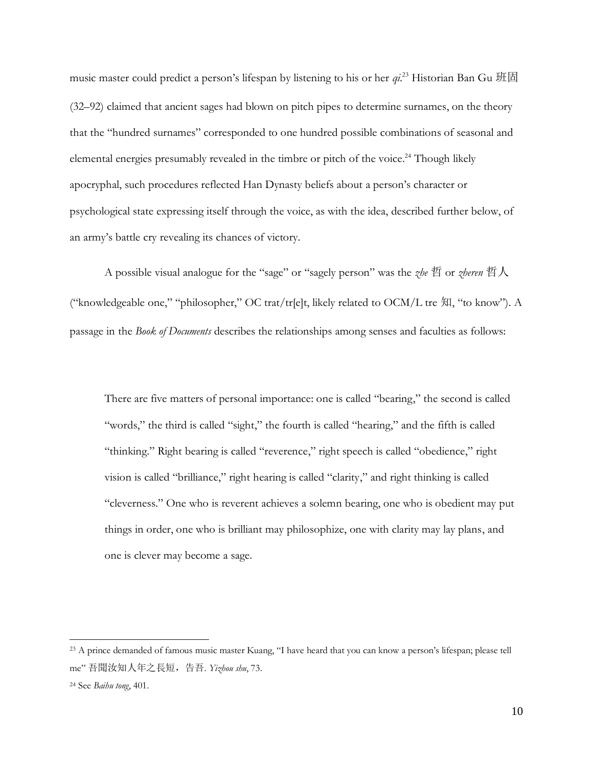music master could predict a person's lifespan by listening to his or her *qi*.[23] Historian Ban Gu 班固 (32–92) claimed that ancient sages had blown on pitch pipes to determine surnames, on the theory that the "hundred surnames" corresponded to one hundred possible combinations of seasonal and elemental energies presumably revealed in the timbre or pitch of the voice.[24] Though likely apocryphal, such procedures reflected Han Dynasty beliefs about a person's character or psychological state expressing itself through the voice, as with the idea, described further below, of an army's battle cry revealing its chances of victory.

A possible visual analogue for the "sage" or "sagely person" was the *zhe* 哲 or *zheren* 哲人 ("knowledgeable one," "philosopher," OC trat/tr[e]t, likely related to OCM/L tre 知, "to know"). A passage in the *Book of Documents* describes the relationships among senses and faculties as follows:

> There are five matters of personal importance: one is called "bearing," the second is called "words," the third is called "sight," the fourth is called "hearing," and the fifth is called "thinking." Right bearing is called "reverence," right speech is called "obedience," right vision is called "brilliance," right hearing is called "clarity," and right thinking is called "cleverness." One who is reverent achieves a solemn bearing, one who is obedient may put things in order, one who is brilliant may philosophize, one with clarity may lay plans, and one is clever may become a sage.

---

[23] A prince demanded of famous music master Kuang, "I have heard that you can know a person's lifespan; please tell me" 吾聞汝知人年之長短，告吾. *Yizhou shu*, 73.

[24] See *Baihu tong*, 401.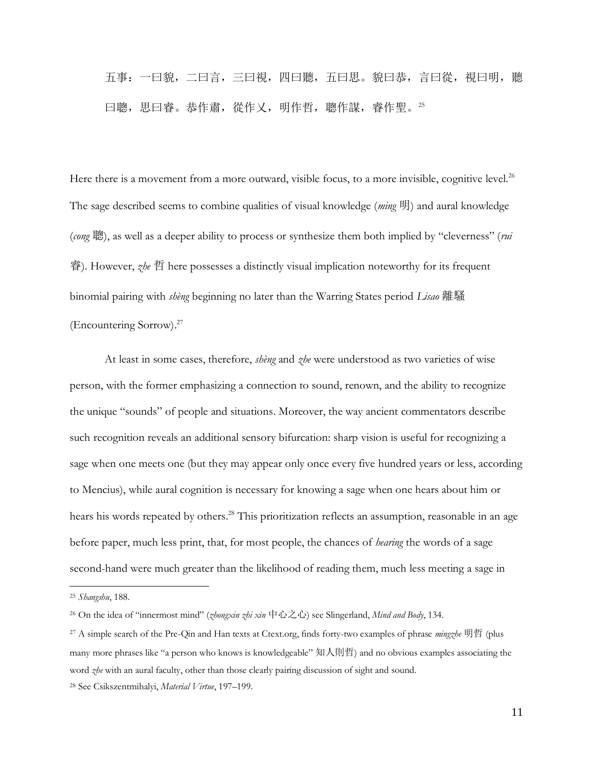五事：一曰貌，二曰言，三曰視，四曰聽，五曰思。貌曰恭，言曰從，視曰明，聽曰聰，思曰睿。恭作肅，從作乂，明作哲，聰作謀，睿作聖。[25]

Here there is a movement from a more outward, visible focus, to a more invisible, cognitive level.[26] The sage described seems to combine qualities of visual knowledge (*ming* 明) and aural knowledge (*cong* 聰), as well as a deeper ability to process or synthesize them both implied by "cleverness" (*rui* 睿). However, *zhe* 哲 here possesses a distinctly visual implication noteworthy for its frequent binomial pairing with *shèng* beginning no later than the Warring States period *Lisao* 離騷 (Encountering Sorrow).[27]

At least in some cases, therefore, *shèng* and *zhe* were understood as two varieties of wise person, with the former emphasizing a connection to sound, renown, and the ability to recognize the unique "sounds" of people and situations. Moreover, the way ancient commentators describe such recognition reveals an additional sensory bifurcation: sharp vision is useful for recognizing a sage when one meets one (but they may appear only once every five hundred years or less, according to Mencius), while aural cognition is necessary for knowing a sage when one hears about him or hears his words repeated by others.[28] This prioritization reflects an assumption, reasonable in an age before paper, much less print, that, for most people, the chances of *hearing* the words of a sage second-hand were much greater than the likelihood of reading them, much less meeting a sage in

---

[25] *Shangshu*, 188.

[26] On the idea of "innermost mind" (*zhongxin zhi xin* 中心之心) see Slingerland, *Mind and Body*, 134.

[27] A simple search of the Pre-Qin and Han texts at Ctext.org, finds forty-two examples of phrase *mingzhe* 明哲 (plus many more phrases like "a person who knows is knowledgeable" 知人則哲) and no obvious examples associating the word *zhe* with an aural faculty, other than those clearly pairing discussion of sight and sound.

[28] See Csikszentmihalyi, *Material Virtue*, 197–199.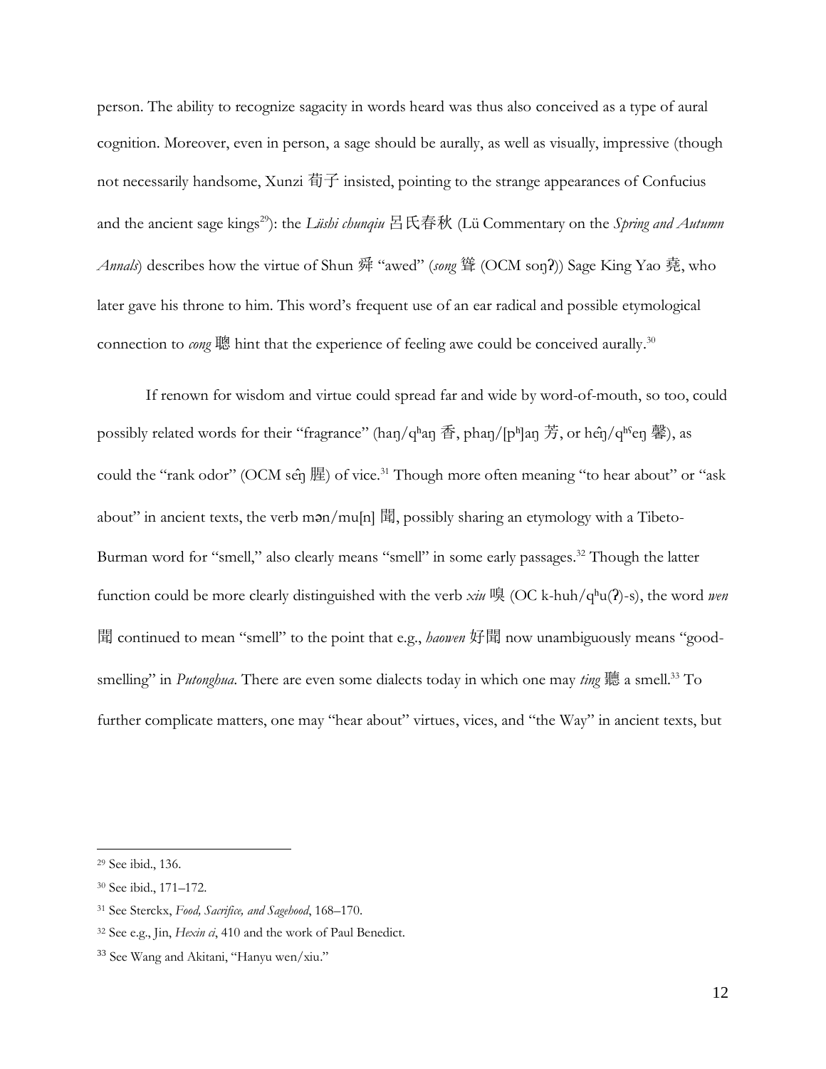person. The ability to recognize sagacity in words heard was thus also conceived as a type of aural cognition. Moreover, even in person, a sage should be aurally, as well as visually, impressive (though not necessarily handsome, Xunzi 荀子 insisted, pointing to the strange appearances of Confucius and the ancient sage kings[29]): the *Lüshi chunqiu* 吕氏春秋 (Lü Commentary on the *Spring and Autumn Annals*) describes how the virtue of Shun 舜 "awed" (*song* 聳 (OCM soŋʔ)) Sage King Yao 堯, who later gave his throne to him. This word's frequent use of an ear radical and possible etymological connection to *cong* 聰 hint that the experience of feeling awe could be conceived aurally.[30]

If renown for wisdom and virtue could spread far and wide by word-of-mouth, so too, could possibly related words for their "fragrance" (haŋ/qʰaŋ 香, phaŋ/[pʰ]aŋ 芳, or hêŋ/qʰˤeŋ 馨), as could the "rank odor" (OCM sêŋ 腥) of vice.[31] Though more often meaning "to hear about" or "ask about" in ancient texts, the verb mən/mu[n] 聞, possibly sharing an etymology with a Tibeto-Burman word for "smell," also clearly means "smell" in some early passages.[32] Though the latter function could be more clearly distinguished with the verb *xiu* 嗅 (OC k-huh/qʰu(ʔ)-s), the word *wen* 聞 continued to mean "smell" to the point that e.g., *haowen* 好聞 now unambiguously means "good-smelling" in *Putonghua*. There are even some dialects today in which one may *ting* 聽 a smell.[33] To further complicate matters, one may "hear about" virtues, vices, and "the Way" in ancient texts, but

---

[29] See ibid., 136.

[30] See ibid., 171–172.

[31] See Sterckx, *Food, Sacrifice, and Sagehood*, 168–170.

[32] See e.g., Jin, *Hexin ci*, 410 and the work of Paul Benedict.

[33] See Wang and Akitani, "Hanyu wen/xiu."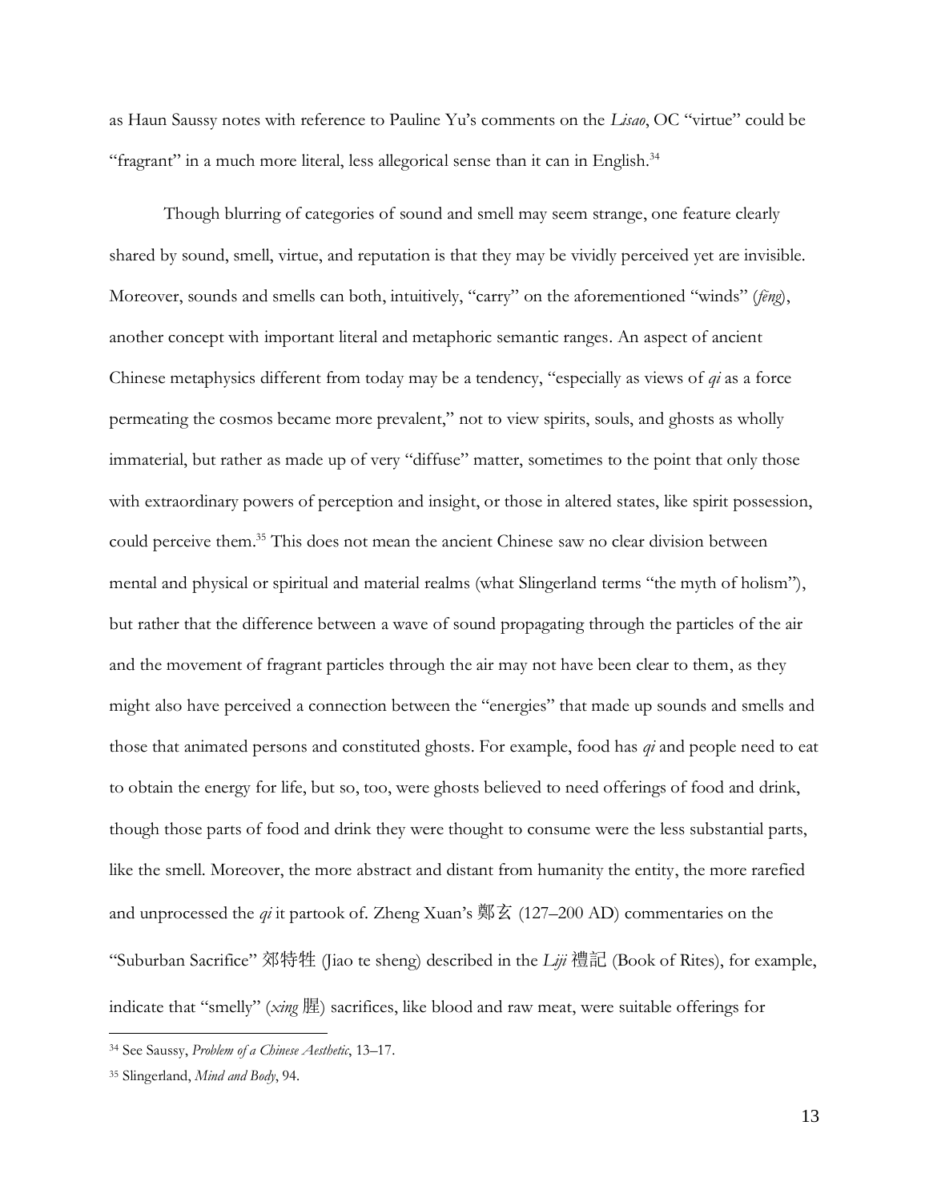as Haun Saussy notes with reference to Pauline Yu's comments on the *Lisao*, OC "virtue" could be "fragrant" in a much more literal, less allegorical sense than it can in English.[34]

Though blurring of categories of sound and smell may seem strange, one feature clearly shared by sound, smell, virtue, and reputation is that they may be vividly perceived yet are invisible. Moreover, sounds and smells can both, intuitively, "carry" on the aforementioned "winds" (*fēng*), another concept with important literal and metaphoric semantic ranges. An aspect of ancient Chinese metaphysics different from today may be a tendency, "especially as views of *qi* as a force permeating the cosmos became more prevalent," not to view spirits, souls, and ghosts as wholly immaterial, but rather as made up of very "diffuse" matter, sometimes to the point that only those with extraordinary powers of perception and insight, or those in altered states, like spirit possession, could perceive them.[35] This does not mean the ancient Chinese saw no clear division between mental and physical or spiritual and material realms (what Slingerland terms "the myth of holism"), but rather that the difference between a wave of sound propagating through the particles of the air and the movement of fragrant particles through the air may not have been clear to them, as they might also have perceived a connection between the "energies" that made up sounds and smells and those that animated persons and constituted ghosts. For example, food has *qi* and people need to eat to obtain the energy for life, but so, too, were ghosts believed to need offerings of food and drink, though those parts of food and drink they were thought to consume were the less substantial parts, like the smell. Moreover, the more abstract and distant from humanity the entity, the more rarefied and unprocessed the *qi* it partook of. Zheng Xuan's 鄭玄 (127–200 AD) commentaries on the "Suburban Sacrifice" 郊特牲 (Jiao te sheng) described in the *Liji* 禮記 (Book of Rites), for example, indicate that "smelly" (*xing* 腥) sacrifices, like blood and raw meat, were suitable offerings for

---

[34] See Saussy, *Problem of a Chinese Aesthetic*, 13–17.

[35] Slingerland, *Mind and Body*, 94.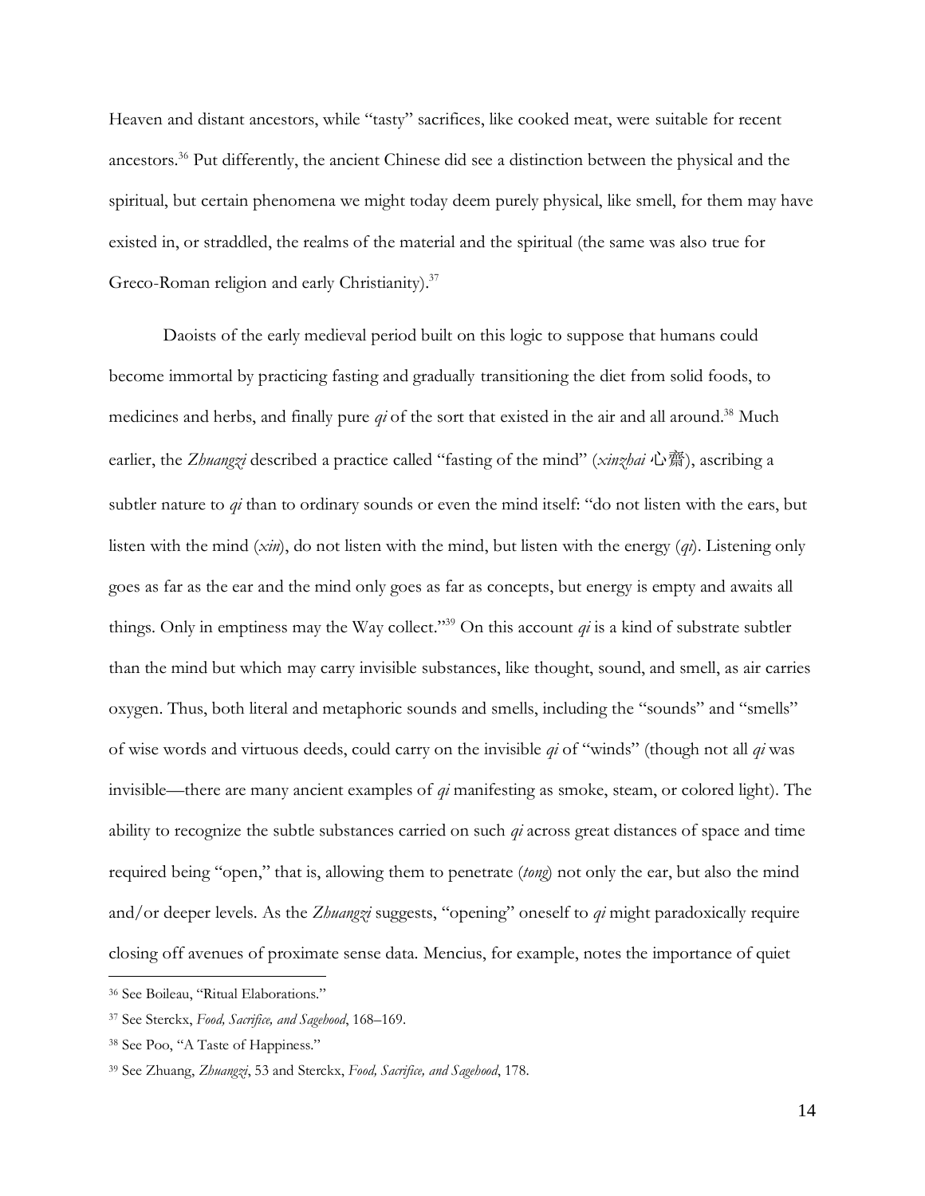Heaven and distant ancestors, while "tasty" sacrifices, like cooked meat, were suitable for recent ancestors.[36] Put differently, the ancient Chinese did see a distinction between the physical and the spiritual, but certain phenomena we might today deem purely physical, like smell, for them may have existed in, or straddled, the realms of the material and the spiritual (the same was also true for Greco-Roman religion and early Christianity).[37]

Daoists of the early medieval period built on this logic to suppose that humans could become immortal by practicing fasting and gradually transitioning the diet from solid foods, to medicines and herbs, and finally pure *qi* of the sort that existed in the air and all around.[38] Much earlier, the *Zhuangzi* described a practice called "fasting of the mind" (*xinzhai* 心齋), ascribing a subtler nature to *qi* than to ordinary sounds or even the mind itself: "do not listen with the ears, but listen with the mind (*xin*), do not listen with the mind, but listen with the energy (*qi*). Listening only goes as far as the ear and the mind only goes as far as concepts, but energy is empty and awaits all things. Only in emptiness may the Way collect."[39] On this account *qi* is a kind of substrate subtler than the mind but which may carry invisible substances, like thought, sound, and smell, as air carries oxygen. Thus, both literal and metaphoric sounds and smells, including the "sounds" and "smells" of wise words and virtuous deeds, could carry on the invisible *qi* of "winds" (though not all *qi* was invisible—there are many ancient examples of *qi* manifesting as smoke, steam, or colored light). The ability to recognize the subtle substances carried on such *qi* across great distances of space and time required being "open," that is, allowing them to penetrate (*tong*) not only the ear, but also the mind and/or deeper levels. As the *Zhuangzi* suggests, "opening" oneself to *qi* might paradoxically require closing off avenues of proximate sense data. Mencius, for example, notes the importance of quiet

---

[36] See Boileau, "Ritual Elaborations."

[37] See Sterckx, *Food, Sacrifice, and Sagehood*, 168–169.

[38] See Poo, "A Taste of Happiness."

[39] See Zhuang, *Zhuangzi*, 53 and Sterckx, *Food, Sacrifice, and Sagehood*, 178.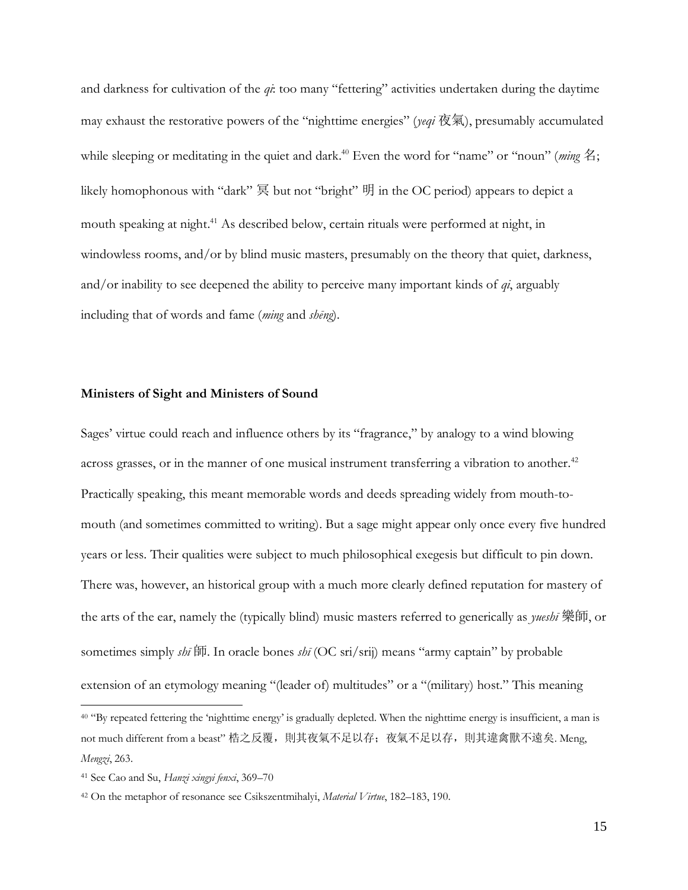and darkness for cultivation of the *qi*: too many "fettering" activities undertaken during the daytime may exhaust the restorative powers of the "nighttime energies" (*yeqi* 夜氣), presumably accumulated while sleeping or meditating in the quiet and dark.[40] Even the word for "name" or "noun" (*ming* 名; likely homophonous with "dark" 冥 but not "bright" 明 in the OC period) appears to depict a mouth speaking at night.[41] As described below, certain rituals were performed at night, in windowless rooms, and/or by blind music masters, presumably on the theory that quiet, darkness, and/or inability to see deepened the ability to perceive many important kinds of *qi*, arguably including that of words and fame (*ming* and *shēng*).

## Ministers of Sight and Ministers of Sound

Sages' virtue could reach and influence others by its "fragrance," by analogy to a wind blowing across grasses, or in the manner of one musical instrument transferring a vibration to another.[42] Practically speaking, this meant memorable words and deeds spreading widely from mouth-to-mouth (and sometimes committed to writing). But a sage might appear only once every five hundred years or less. Their qualities were subject to much philosophical exegesis but difficult to pin down. There was, however, an historical group with a much more clearly defined reputation for mastery of the arts of the ear, namely the (typically blind) music masters referred to generically as *yueshī* 樂師, or sometimes simply *shī* 師. In oracle bones *shī* (OC sri/srij) means "army captain" by probable extension of an etymology meaning "(leader of) multitudes" or a "(military) host." This meaning

---

[40] "By repeated fettering the 'nighttime energy' is gradually depleted. When the nighttime energy is insufficient, a man is not much different from a beast" 梏之反覆，則其夜氣不足以存；夜氣不足以存，則其違禽獸不遠矣. Meng, *Mengzi*, 263.

[41] See Cao and Su, *Hanzi xingyi fenxi*, 369–70

[42] On the metaphor of resonance see Csikszentmihalyi, *Material Virtue*, 182–183, 190.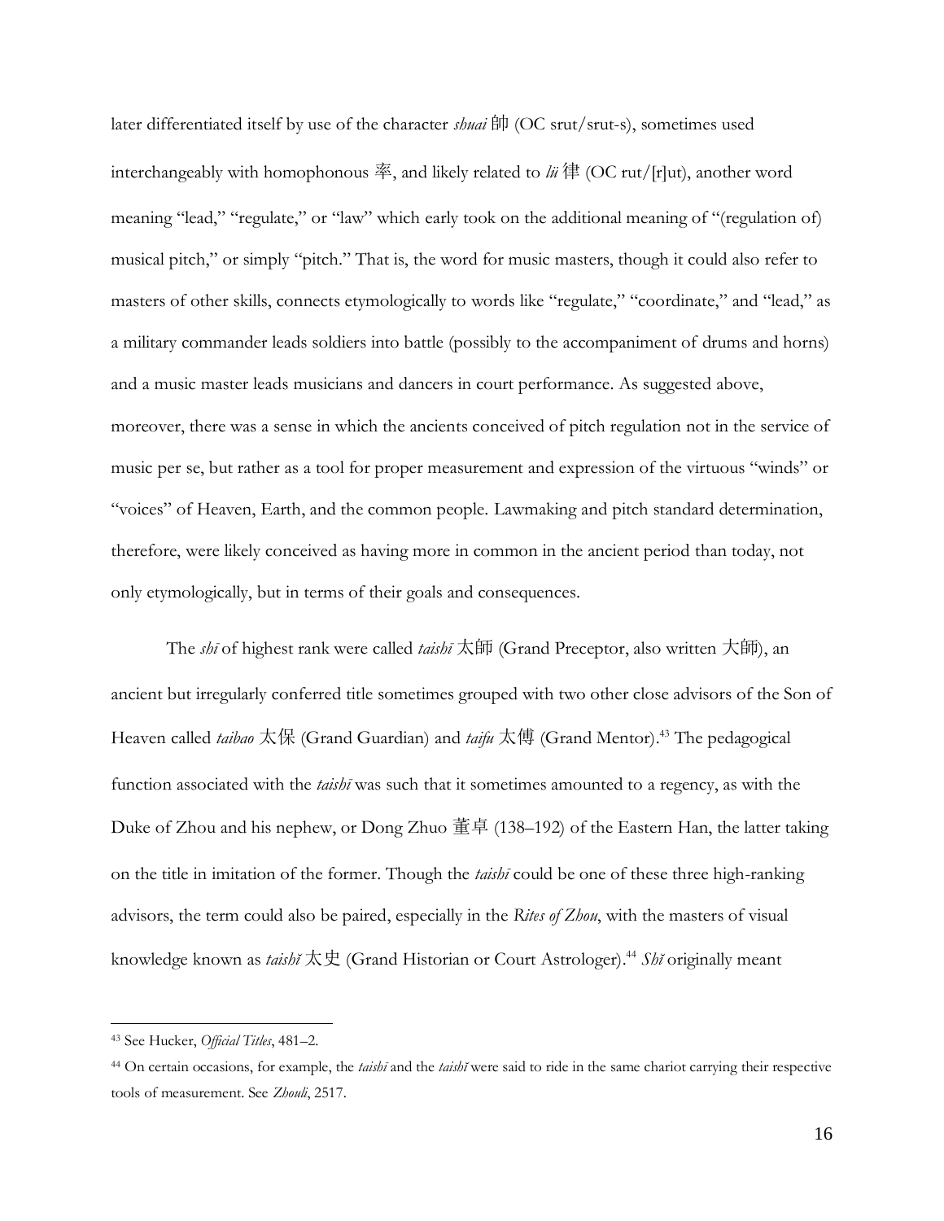later differentiated itself by use of the character *shuai* 帥 (OC srut/srut-s), sometimes used interchangeably with homophonous 率, and likely related to *lü* 律 (OC rut/[r]ut), another word meaning "lead," "regulate," or "law" which early took on the additional meaning of "(regulation of) musical pitch," or simply "pitch." That is, the word for music masters, though it could also refer to masters of other skills, connects etymologically to words like "regulate," "coordinate," and "lead," as a military commander leads soldiers into battle (possibly to the accompaniment of drums and horns) and a music master leads musicians and dancers in court performance. As suggested above, moreover, there was a sense in which the ancients conceived of pitch regulation not in the service of music per se, but rather as a tool for proper measurement and expression of the virtuous "winds" or "voices" of Heaven, Earth, and the common people. Lawmaking and pitch standard determination, therefore, were likely conceived as having more in common in the ancient period than today, not only etymologically, but in terms of their goals and consequences.

The *shī* of highest rank were called *taishī* 太師 (Grand Preceptor, also written 大師), an ancient but irregularly conferred title sometimes grouped with two other close advisors of the Son of Heaven called *taibao* 太保 (Grand Guardian) and *taifu* 太傅 (Grand Mentor).[43] The pedagogical function associated with the *taishī* was such that it sometimes amounted to a regency, as with the Duke of Zhou and his nephew, or Dong Zhuo 董卓 (138–192) of the Eastern Han, the latter taking on the title in imitation of the former. Though the *taishī* could be one of these three high-ranking advisors, the term could also be paired, especially in the *Rites of Zhou*, with the masters of visual knowledge known as *taishǐ* 太史 (Grand Historian or Court Astrologer).[44] *Shǐ* originally meant

---

[43] See Hucker, *Official Titles*, 481–2.

[44] On certain occasions, for example, the *taishī* and the *taishǐ* were said to ride in the same chariot carrying their respective tools of measurement. See *Zhouli*, 2517.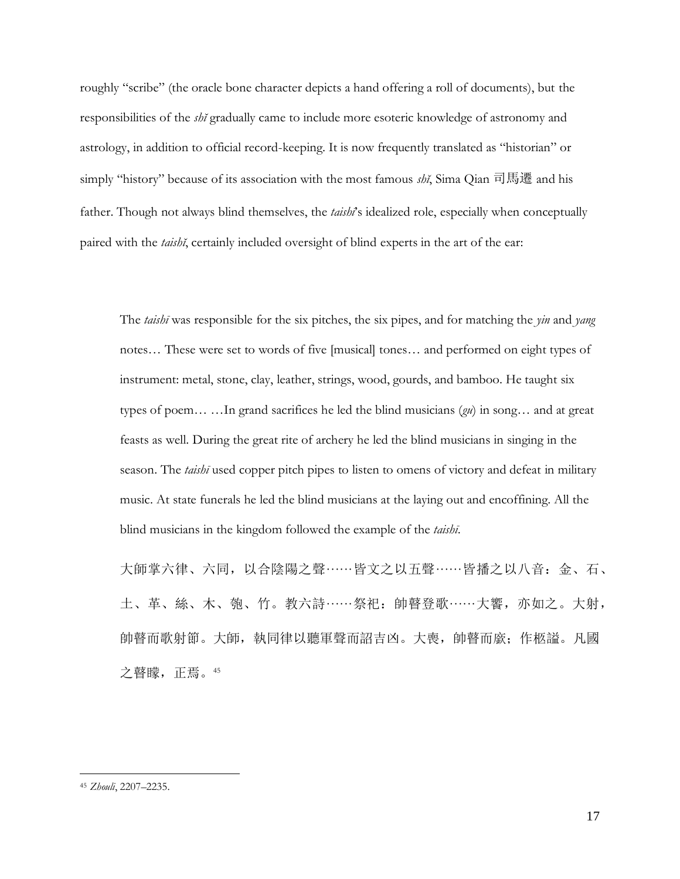roughly "scribe" (the oracle bone character depicts a hand offering a roll of documents), but the responsibilities of the *shǐ* gradually came to include more esoteric knowledge of astronomy and astrology, in addition to official record-keeping. It is now frequently translated as "historian" or simply "history" because of its association with the most famous *shǐ*, Sima Qian 司馬遷 and his father. Though not always blind themselves, the *taishī*'s idealized role, especially when conceptually paired with the *taishǐ*, certainly included oversight of blind experts in the art of the ear:

> The *taishī* was responsible for the six pitches, the six pipes, and for matching the *yin* and *yang* notes… These were set to words of five [musical] tones… and performed on eight types of instrument: metal, stone, clay, leather, strings, wood, gourds, and bamboo. He taught six types of poem… …In grand sacrifices he led the blind musicians (*gu*) in song… and at great feasts as well. During the great rite of archery he led the blind musicians in singing in the season. The *taishī* used copper pitch pipes to listen to omens of victory and defeat in military music. At state funerals he led the blind musicians at the laying out and encoffining. All the blind musicians in the kingdom followed the example of the *taishī*.
>
> 大師掌六律、六同，以合陰陽之聲……皆文之以五聲……皆播之以八音：金、石、土、革、絲、木、匏、竹。教六詩……祭祀：帥瞽登歌……大饗，亦如之。大射，帥瞽而歌射節。大師，執同律以聽軍聲而詔吉凶。大喪，帥瞽而廞；作柩謚。凡國之瞽矇，正焉。[45]

[45] *Zhouli*, 2207–2235.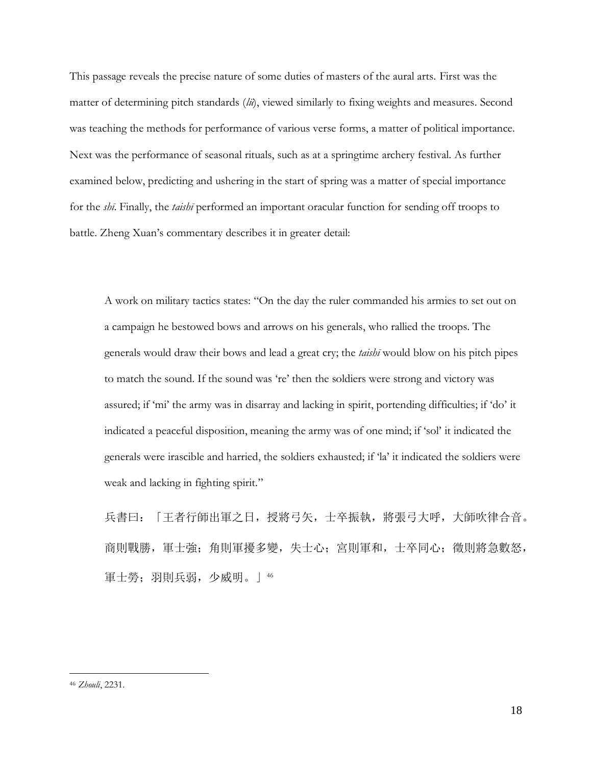This passage reveals the precise nature of some duties of masters of the aural arts. First was the matter of determining pitch standards (*lü*), viewed similarly to fixing weights and measures. Second was teaching the methods for performance of various verse forms, a matter of political importance. Next was the performance of seasonal rituals, such as at a springtime archery festival. As further examined below, predicting and ushering in the start of spring was a matter of special importance for the *shī*. Finally, the *taishī* performed an important oracular function for sending off troops to battle. Zheng Xuan's commentary describes it in greater detail:

> A work on military tactics states: "On the day the ruler commanded his armies to set out on a campaign he bestowed bows and arrows on his generals, who rallied the troops. The generals would draw their bows and lead a great cry; the *taishī* would blow on his pitch pipes to match the sound. If the sound was 're' then the soldiers were strong and victory was assured; if 'mi' the army was in disarray and lacking in spirit, portending difficulties; if 'do' it indicated a peaceful disposition, meaning the army was of one mind; if 'sol' it indicated the generals were irascible and harried, the soldiers exhausted; if 'la' it indicated the soldiers were weak and lacking in fighting spirit."
>
> 兵書曰：「王者行師出軍之日，授將弓矢，士卒振執，將張弓大呼，大師吹律合音。商則戰勝，軍士強；角則軍擾多變，失士心；宮則軍和，士卒同心；徵則將急數怒，軍士勞；羽則兵弱，少威明。」[46]

[46] *Zhouli*, 2231.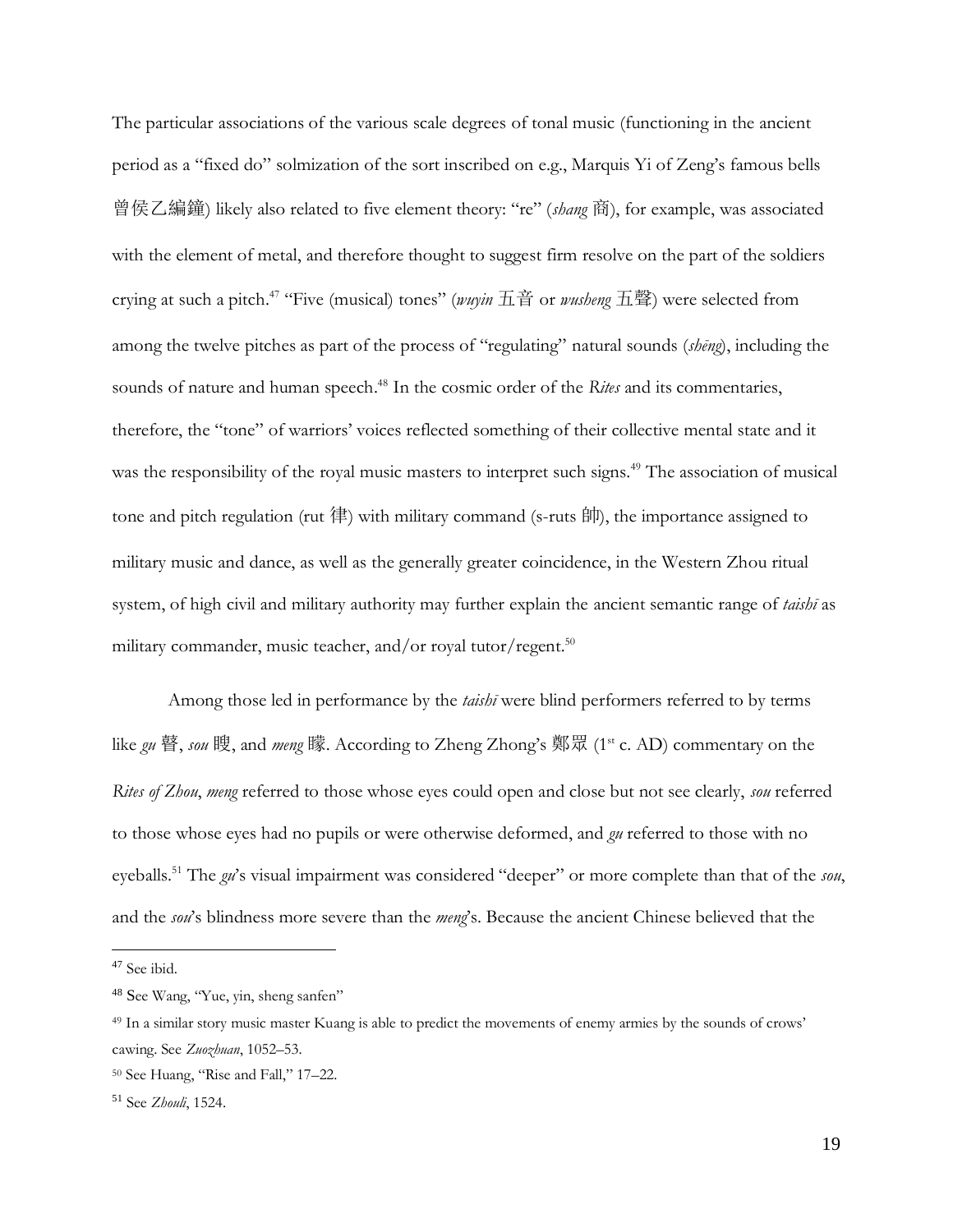The particular associations of the various scale degrees of tonal music (functioning in the ancient period as a "fixed do" solmization of the sort inscribed on e.g., Marquis Yi of Zeng's famous bells 曾侯乙編鐘) likely also related to five element theory: "re" (*shang* 商), for example, was associated with the element of metal, and therefore thought to suggest firm resolve on the part of the soldiers crying at such a pitch.[47] "Five (musical) tones" (*wuyin* 五音 or *wusheng* 五聲) were selected from among the twelve pitches as part of the process of "regulating" natural sounds (*shēng*), including the sounds of nature and human speech.[48] In the cosmic order of the *Rites* and its commentaries, therefore, the "tone" of warriors' voices reflected something of their collective mental state and it was the responsibility of the royal music masters to interpret such signs.[49] The association of musical tone and pitch regulation (rut 律) with military command (s-ruts 帥), the importance assigned to military music and dance, as well as the generally greater coincidence, in the Western Zhou ritual system, of high civil and military authority may further explain the ancient semantic range of *taishī* as military commander, music teacher, and/or royal tutor/regent.[50]

Among those led in performance by the *taishī* were blind performers referred to by terms like *gu* 瞽, *sou* 瞍, and *meng* 矇. According to Zheng Zhong's 鄭眾 (1st c. AD) commentary on the *Rites of Zhou*, *meng* referred to those whose eyes could open and close but not see clearly, *sou* referred to those whose eyes had no pupils or were otherwise deformed, and *gu* referred to those with no eyeballs.[51] The *gu*'s visual impairment was considered "deeper" or more complete than that of the *sou*, and the *sou*'s blindness more severe than the *meng*'s. Because the ancient Chinese believed that the

---

[47] See ibid.

[48] See Wang, "Yue, yin, sheng sanfen"

[49] In a similar story music master Kuang is able to predict the movements of enemy armies by the sounds of crows' cawing. See *Zuozhuan*, 1052–53.

[50] See Huang, "Rise and Fall," 17–22.

[51] See *Zhouli*, 1524.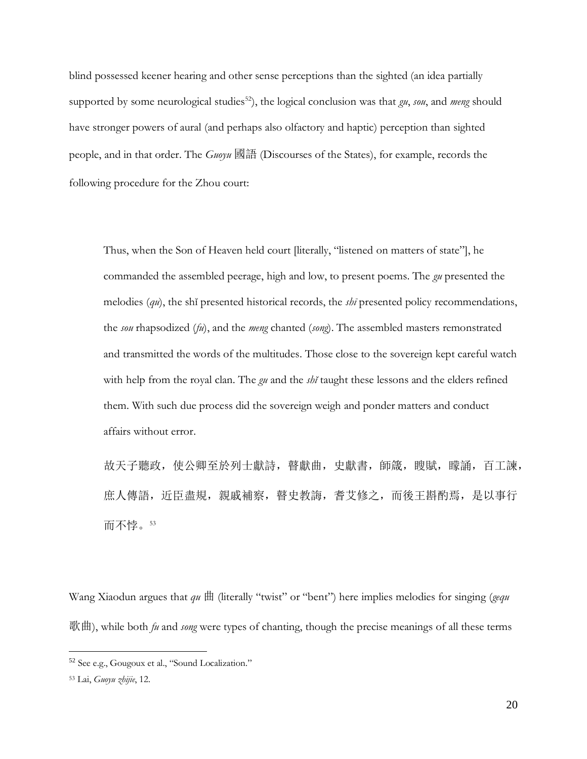blind possessed keener hearing and other sense perceptions than the sighted (an idea partially supported by some neurological studies[52]), the logical conclusion was that *gu*, *sou*, and *meng* should have stronger powers of aural (and perhaps also olfactory and haptic) perception than sighted people, and in that order. The *Guoyu* 國語 (Discourses of the States), for example, records the following procedure for the Zhou court:

> Thus, when the Son of Heaven held court [literally, "listened on matters of state"], he commanded the assembled peerage, high and low, to present poems. The *gu* presented the melodies (*qu*), the shǐ presented historical records, the *shī* presented policy recommendations, the *sou* rhapsodized (*fu*), and the *meng* chanted (*song*). The assembled masters remonstrated and transmitted the words of the multitudes. Those close to the sovereign kept careful watch with help from the royal clan. The *gu* and the *shǐ* taught these lessons and the elders refined them. With such due process did the sovereign weigh and ponder matters and conduct affairs without error.
>
> 故天子聽政，使公卿至於列士獻詩，瞽獻曲，史獻書，師箴，瞍賦，矇誦，百工諫，庶人傳語，近臣盡規，親戚補察，瞽史教誨，耆艾修之，而後王斟酌焉，是以事行而不悖。[53]

Wang Xiaodun argues that *qu* 曲 (literally "twist" or "bent") here implies melodies for singing (*gequ* 歌曲), while both *fu* and *song* were types of chanting, though the precise meanings of all these terms

---

[52] See e.g., Gougoux et al., "Sound Localization."

[53] Lai, *Guoyu zhijie*, 12.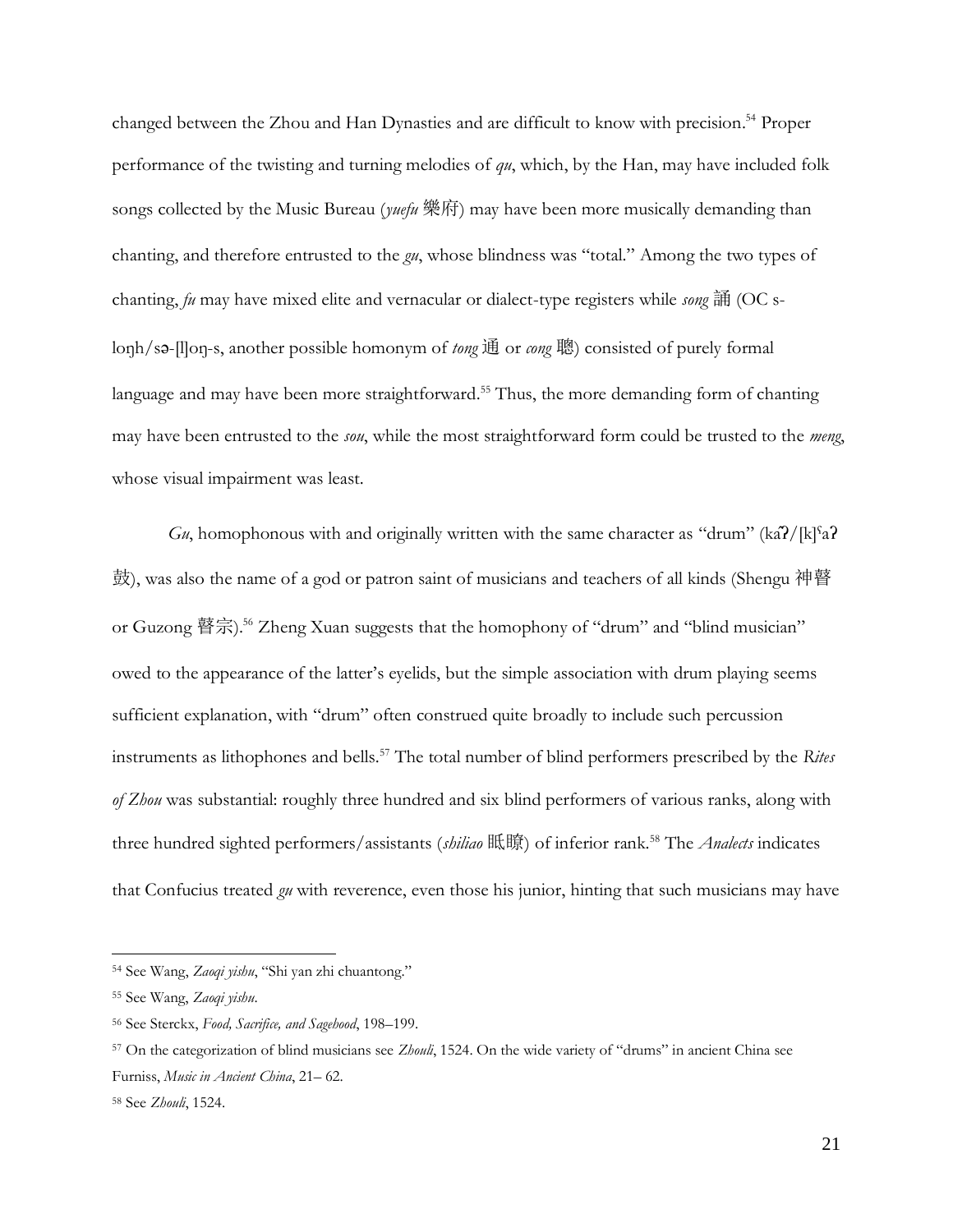changed between the Zhou and Han Dynasties and are difficult to know with precision.[54] Proper performance of the twisting and turning melodies of *qu*, which, by the Han, may have included folk songs collected by the Music Bureau (*yuefu* 樂府) may have been more musically demanding than chanting, and therefore entrusted to the *gu*, whose blindness was "total." Among the two types of chanting, *fu* may have mixed elite and vernacular or dialect-type registers while *song* 誦 (OC s-loŋh/sə-[l]oŋ-s, another possible homonym of *tong* 通 or *cong* 聰) consisted of purely formal language and may have been more straightforward.[55] Thus, the more demanding form of chanting may have been entrusted to the *sou*, while the most straightforward form could be trusted to the *meng*, whose visual impairment was least.

*Gu*, homophonous with and originally written with the same character as "drum" (kaʔ/[k]ˤaʔ 鼓), was also the name of a god or patron saint of musicians and teachers of all kinds (Shengu 神瞽 or Guzong 瞽宗).[56] Zheng Xuan suggests that the homophony of "drum" and "blind musician" owed to the appearance of the latter's eyelids, but the simple association with drum playing seems sufficient explanation, with "drum" often construed quite broadly to include such percussion instruments as lithophones and bells.[57] The total number of blind performers prescribed by the *Rites of Zhou* was substantial: roughly three hundred and six blind performers of various ranks, along with three hundred sighted performers/assistants (*shiliao* 眂瞭) of inferior rank.[58] The *Analects* indicates that Confucius treated *gu* with reverence, even those his junior, hinting that such musicians may have

---

[54] See Wang, *Zaoqi yishu*, "Shi yan zhi chuantong."

[55] See Wang, *Zaoqi yishu*.

[56] See Sterckx, *Food, Sacrifice, and Sagehood*, 198–199.

[57] On the categorization of blind musicians see *Zhouli*, 1524. On the wide variety of "drums" in ancient China see Furniss, *Music in Ancient China*, 21– 62.

[58] See *Zhouli*, 1524.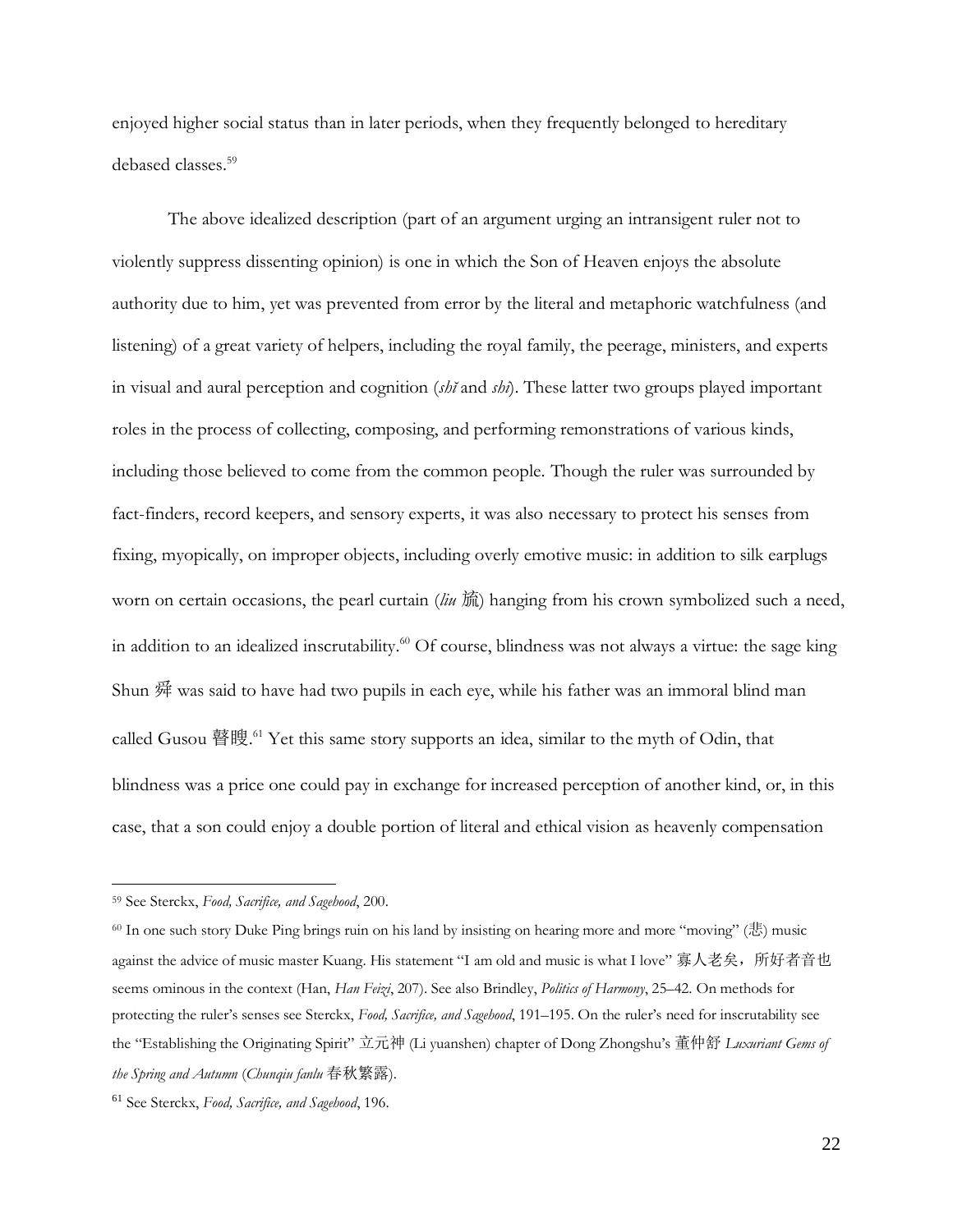enjoyed higher social status than in later periods, when they frequently belonged to hereditary debased classes.[59]

The above idealized description (part of an argument urging an intransigent ruler not to violently suppress dissenting opinion) is one in which the Son of Heaven enjoys the absolute authority due to him, yet was prevented from error by the literal and metaphoric watchfulness (and listening) of a great variety of helpers, including the royal family, the peerage, ministers, and experts in visual and aural perception and cognition (*shǐ* and *shì*). These latter two groups played important roles in the process of collecting, composing, and performing remonstrations of various kinds, including those believed to come from the common people. Though the ruler was surrounded by fact-finders, record keepers, and sensory experts, it was also necessary to protect his senses from fixing, myopically, on improper objects, including overly emotive music: in addition to silk earplugs worn on certain occasions, the pearl curtain (*liu* 旒) hanging from his crown symbolized such a need, in addition to an idealized inscrutability.[60] Of course, blindness was not always a virtue: the sage king Shun 舜 was said to have had two pupils in each eye, while his father was an immoral blind man called Gusou 瞽瞍.[61] Yet this same story supports an idea, similar to the myth of Odin, that blindness was a price one could pay in exchange for increased perception of another kind, or, in this case, that a son could enjoy a double portion of literal and ethical vision as heavenly compensation

---

[59] See Sterckx, *Food, Sacrifice, and Sagehood*, 200.

[60] In one such story Duke Ping brings ruin on his land by insisting on hearing more and more "moving" (悲) music against the advice of music master Kuang. His statement "I am old and music is what I love" 寡人老矣，所好者音也 seems ominous in the context (Han, *Han Feizi*, 207). See also Brindley, *Politics of Harmony*, 25–42. On methods for protecting the ruler's senses see Sterckx, *Food, Sacrifice, and Sagehood*, 191–195. On the ruler's need for inscrutability see the "Establishing the Originating Spirit" 立元神 (Li yuanshen) chapter of Dong Zhongshu's 董仲舒 *Luxuriant Gems of the Spring and Autumn* (*Chunqiu fanlu* 春秋繁露).

[61] See Sterckx, *Food, Sacrifice, and Sagehood*, 196.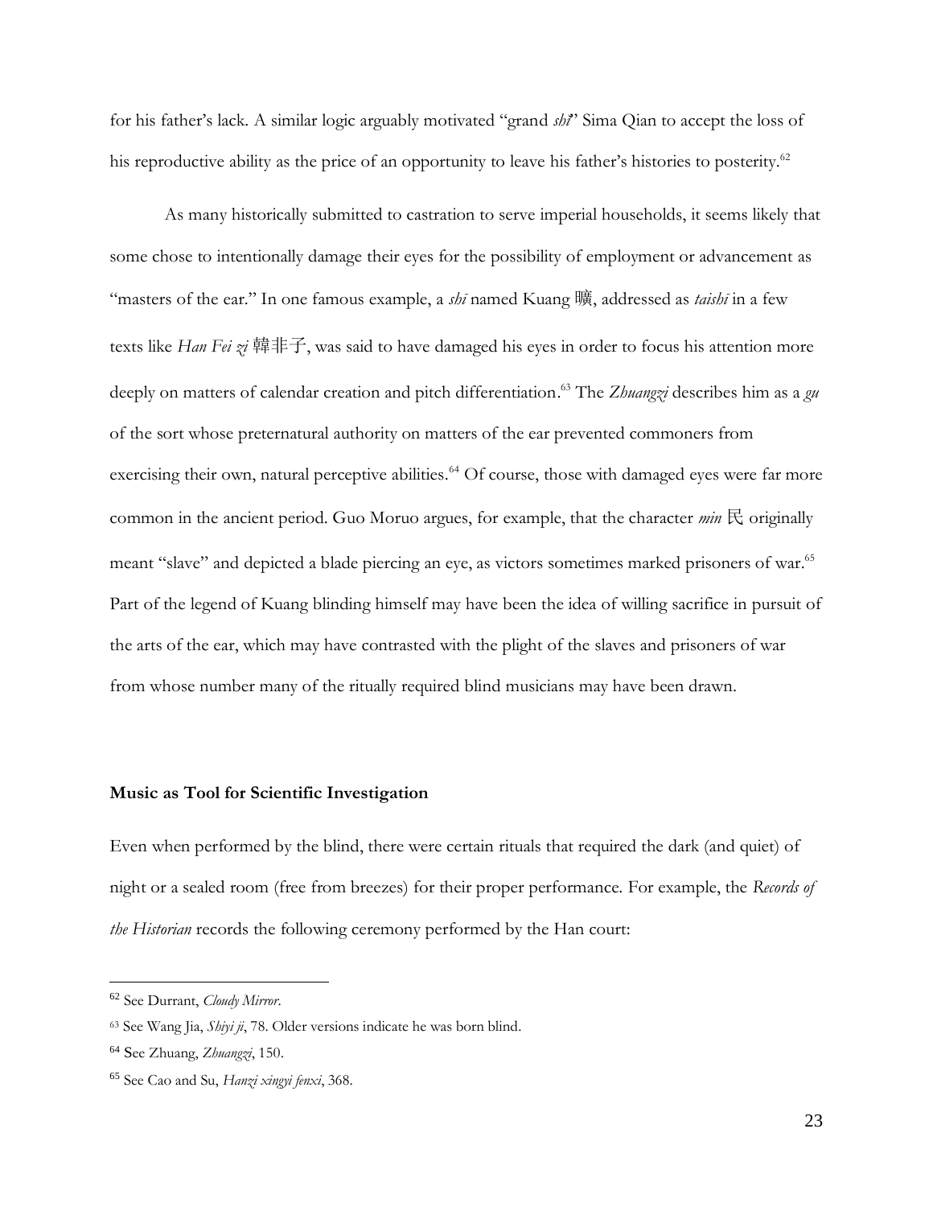for his father's lack. A similar logic arguably motivated "grand *shi*" Sima Qian to accept the loss of his reproductive ability as the price of an opportunity to leave his father's histories to posterity.[62]

As many historically submitted to castration to serve imperial households, it seems likely that some chose to intentionally damage their eyes for the possibility of employment or advancement as "masters of the ear." In one famous example, a *shī* named Kuang 曠, addressed as *taishī* in a few texts like *Han Fei zi* 韓非子, was said to have damaged his eyes in order to focus his attention more deeply on matters of calendar creation and pitch differentiation.[63] The *Zhuangzi* describes him as a *gu* of the sort whose preternatural authority on matters of the ear prevented commoners from exercising their own, natural perceptive abilities.[64] Of course, those with damaged eyes were far more common in the ancient period. Guo Moruo argues, for example, that the character *min* 民 originally meant "slave" and depicted a blade piercing an eye, as victors sometimes marked prisoners of war.[65] Part of the legend of Kuang blinding himself may have been the idea of willing sacrifice in pursuit of the arts of the ear, which may have contrasted with the plight of the slaves and prisoners of war from whose number many of the ritually required blind musicians may have been drawn.

**Music as Tool for Scientific Investigation**

Even when performed by the blind, there were certain rituals that required the dark (and quiet) of night or a sealed room (free from breezes) for their proper performance. For example, the *Records of the Historian* records the following ceremony performed by the Han court:

---

[62] See Durrant, *Cloudy Mirror*.

[63] See Wang Jia, *Shiyi ji*, 78. Older versions indicate he was born blind.

[64] See Zhuang, *Zhuangzi*, 150.

[65] See Cao and Su, *Hanzi xingyi fenxi*, 368.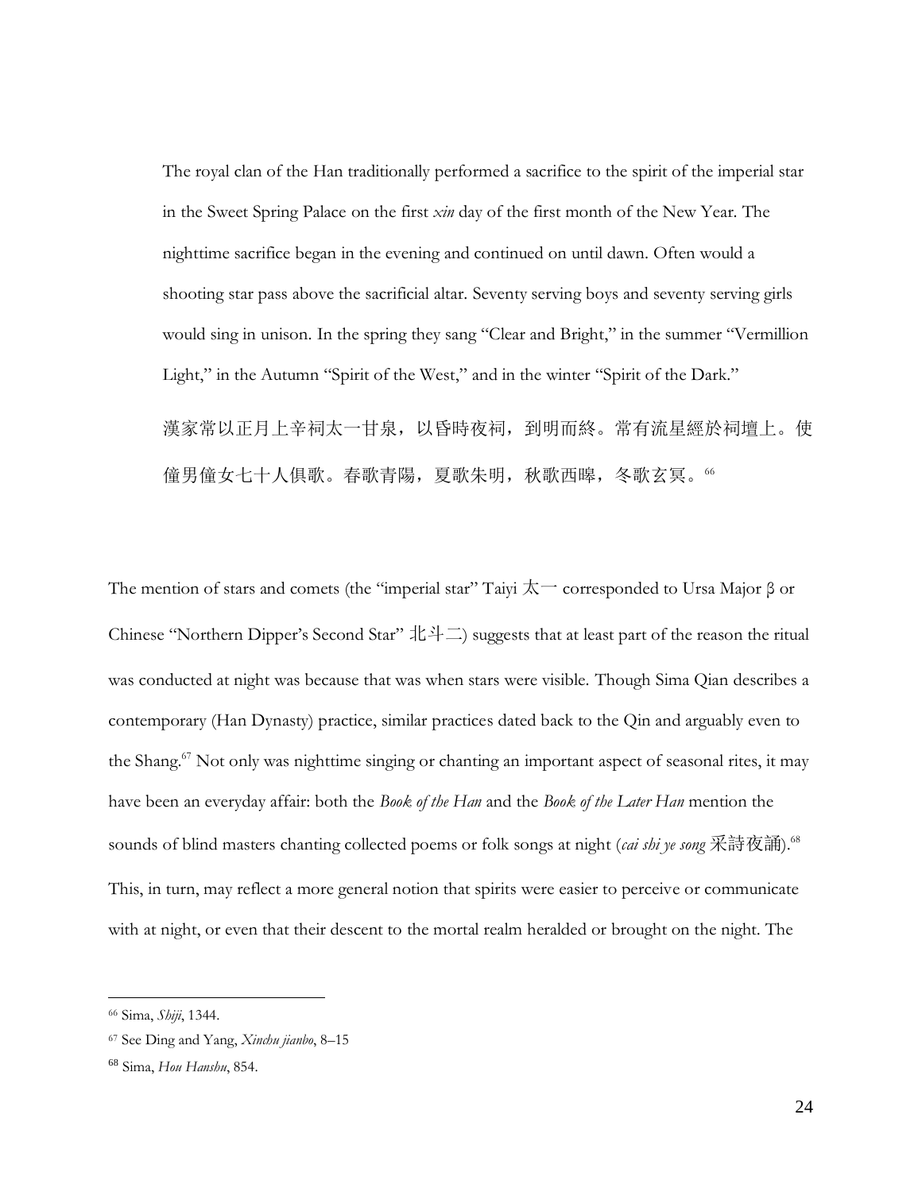> The royal clan of the Han traditionally performed a sacrifice to the spirit of the imperial star in the Sweet Spring Palace on the first *xin* day of the first month of the New Year. The nighttime sacrifice began in the evening and continued on until dawn. Often would a shooting star pass above the sacrificial altar. Seventy serving boys and seventy serving girls would sing in unison. In the spring they sang "Clear and Bright," in the summer "Vermillion Light," in the Autumn "Spirit of the West," and in the winter "Spirit of the Dark."
>
> 漢家常以正月上辛祠太一甘泉，以昏時夜祠，到明而終。常有流星經於祠壇上。使僮男僮女七十人俱歌。春歌青陽，夏歌朱明，秋歌西暤，冬歌玄冥。[66]

The mention of stars and comets (the "imperial star" Taiyi 太一 corresponded to Ursa Major β or Chinese "Northern Dipper's Second Star" 北斗二) suggests that at least part of the reason the ritual was conducted at night was because that was when stars were visible. Though Sima Qian describes a contemporary (Han Dynasty) practice, similar practices dated back to the Qin and arguably even to the Shang.[67] Not only was nighttime singing or chanting an important aspect of seasonal rites, it may have been an everyday affair: both the *Book of the Han* and the *Book of the Later Han* mention the sounds of blind masters chanting collected poems or folk songs at night (*cai shi ye song* 采詩夜誦).[68] This, in turn, may reflect a more general notion that spirits were easier to perceive or communicate with at night, or even that their descent to the mortal realm heralded or brought on the night. The

---

[66] Sima, *Shiji*, 1344.

[67] See Ding and Yang, *Xinchu jianbo*, 8–15

[68] Sima, *Hou Hanshu*, 854.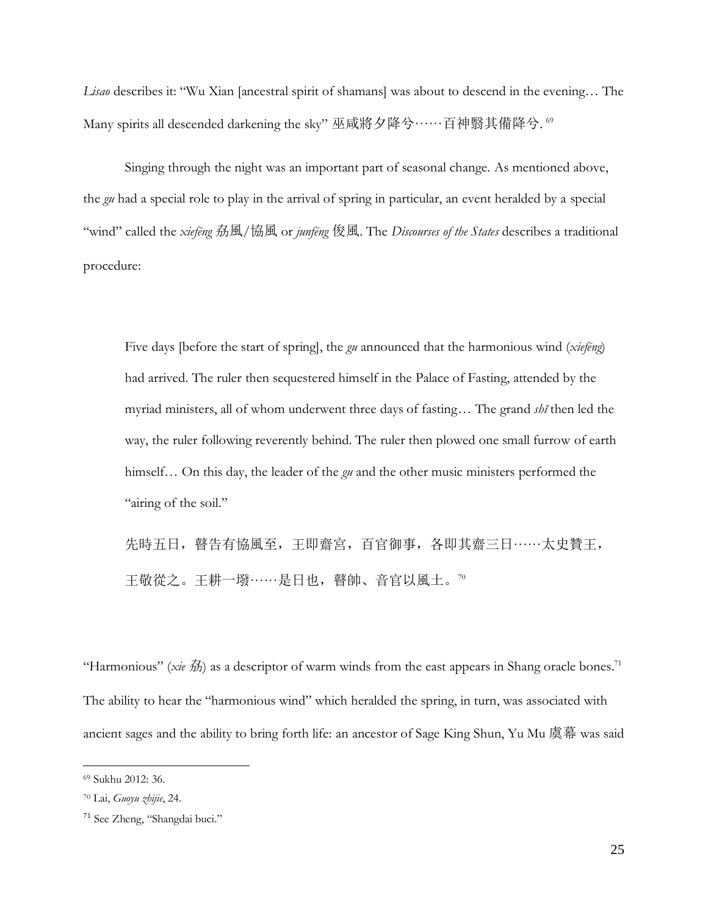*Lisao* describes it: "Wu Xian [ancestral spirit of shamans] was about to descend in the evening… The Many spirits all descended darkening the sky" 巫咸將夕降兮……百神翳其備降兮.[69]

Singing through the night was an important part of seasonal change. As mentioned above, the *gu* had a special role to play in the arrival of spring in particular, an event heralded by a special "wind" called the *xiefeng* 劦風/協風 or *junfeng* 俊風. The *Discourses of the States* describes a traditional procedure:

> Five days [before the start of spring], the *gu* announced that the harmonious wind (*xiefeng*) had arrived. The ruler then sequestered himself in the Palace of Fasting, attended by the myriad ministers, all of whom underwent three days of fasting… The grand *shǐ* then led the way, the ruler following reverently behind. The ruler then plowed one small furrow of earth himself… On this day, the leader of the *gu* and the other music ministers performed the "airing of the soil."
>
> 先時五日，瞽告有協風至，王即齋宮，百官御事，各即其齋三日……太史贊王，王敬從之。王耕一墢……是日也，瞽帥、音官以風土。[70]

"Harmonious" (*xie* 劦) as a descriptor of warm winds from the east appears in Shang oracle bones.[71] The ability to hear the "harmonious wind" which heralded the spring, in turn, was associated with ancient sages and the ability to bring forth life: an ancestor of Sage King Shun, Yu Mu 虞幕 was said

---

[69] Sukhu 2012: 36.

[70] Lai, *Guoyu zhijie*, 24.

[71] See Zheng, "Shangdai buci."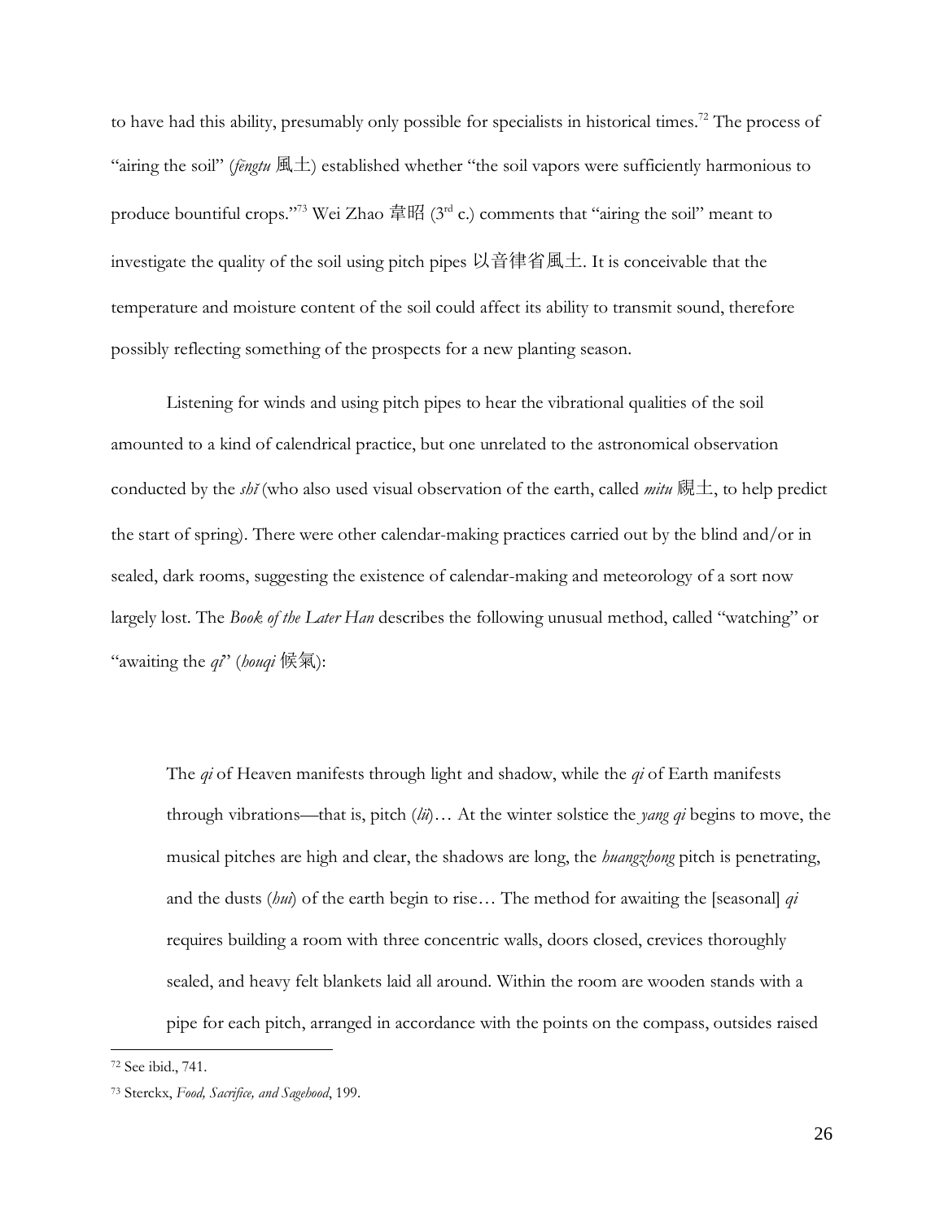to have had this ability, presumably only possible for specialists in historical times.[72] The process of "airing the soil" (*fengtu* 風土) established whether "the soil vapors were sufficiently harmonious to produce bountiful crops."[73] Wei Zhao 韋昭 (3rd c.) comments that "airing the soil" meant to investigate the quality of the soil using pitch pipes 以音律省風土. It is conceivable that the temperature and moisture content of the soil could affect its ability to transmit sound, therefore possibly reflecting something of the prospects for a new planting season.

Listening for winds and using pitch pipes to hear the vibrational qualities of the soil amounted to a kind of calendrical practice, but one unrelated to the astronomical observation conducted by the *shǐ* (who also used visual observation of the earth, called *mitu* 覛土, to help predict the start of spring). There were other calendar-making practices carried out by the blind and/or in sealed, dark rooms, suggesting the existence of calendar-making and meteorology of a sort now largely lost. The *Book of the Later Han* describes the following unusual method, called "watching" or "awaiting the *qi*" (*houqi* 候氣):

> The *qi* of Heaven manifests through light and shadow, while the *qi* of Earth manifests through vibrations—that is, pitch (*lü*)… At the winter solstice the *yang qi* begins to move, the musical pitches are high and clear, the shadows are long, the *huangzhong* pitch is penetrating, and the dusts (*hui*) of the earth begin to rise… The method for awaiting the [seasonal] *qi* requires building a room with three concentric walls, doors closed, crevices thoroughly sealed, and heavy felt blankets laid all around. Within the room are wooden stands with a pipe for each pitch, arranged in accordance with the points on the compass, outsides raised

[72] See ibid., 741.

[73] Sterckx, *Food, Sacrifice, and Sagehood*, 199.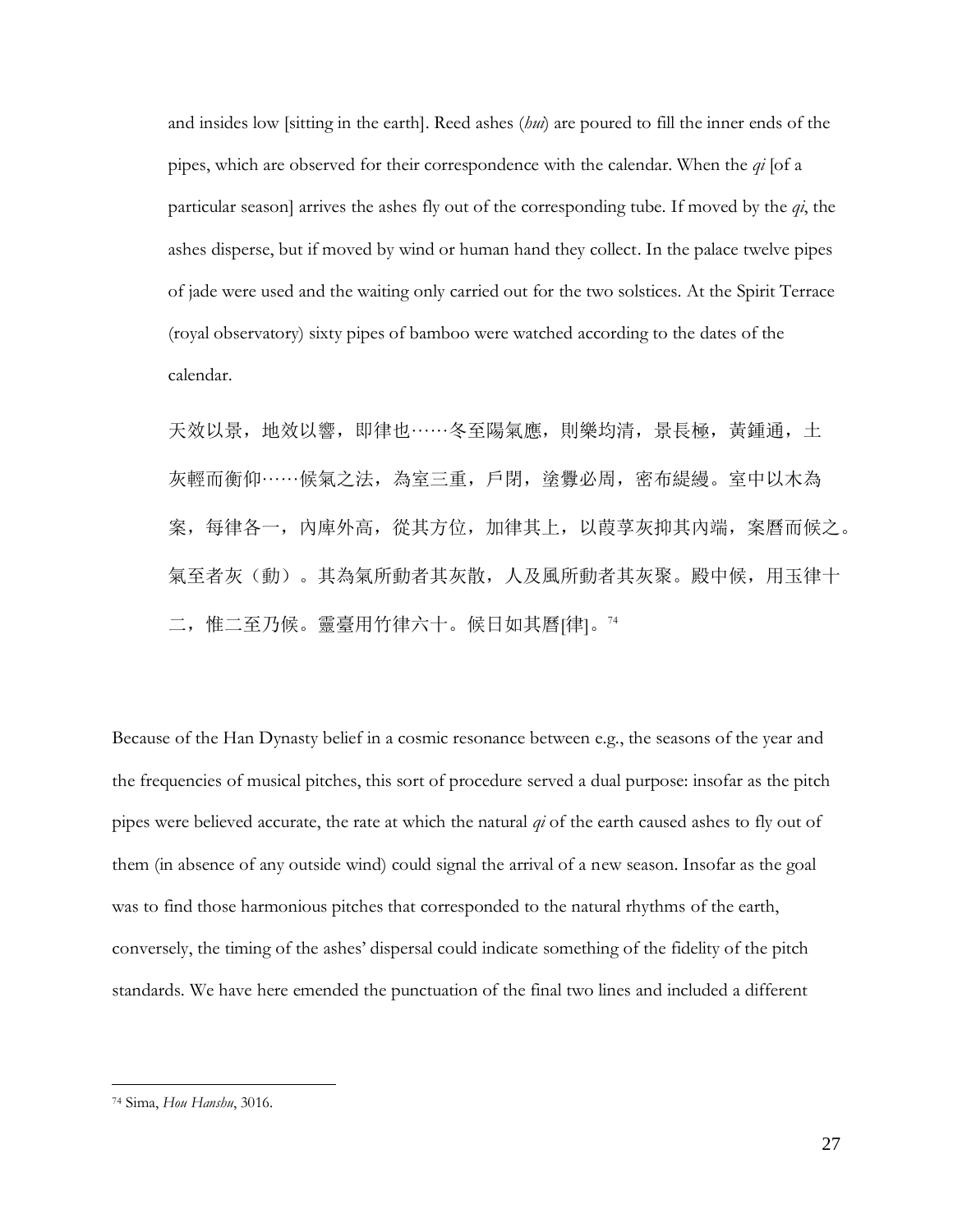and insides low [sitting in the earth]. Reed ashes (*hui*) are poured to fill the inner ends of the pipes, which are observed for their correspondence with the calendar. When the *qi* [of a particular season] arrives the ashes fly out of the corresponding tube. If moved by the *qi*, the ashes disperse, but if moved by wind or human hand they collect. In the palace twelve pipes of jade were used and the waiting only carried out for the two solstices. At the Spirit Terrace (royal observatory) sixty pipes of bamboo were watched according to the dates of the calendar.

天效以景，地效以響，即律也……冬至陽氣應，則樂均清，景長極，黃鍾通，土灰輕而衡仰……候氣之法，為室三重，戶閉，塗釁必周，密布緹縵。室中以木為案，每律各一，內庳外高，從其方位，加律其上，以葭莩灰抑其內端，案曆而候之。氣至者灰（動）。其為氣所動者其灰散，人及風所動者其灰聚。殿中候，用玉律十二，惟二至乃候。靈臺用竹律六十。候日如其曆[律]。[74]

Because of the Han Dynasty belief in a cosmic resonance between e.g., the seasons of the year and the frequencies of musical pitches, this sort of procedure served a dual purpose: insofar as the pitch pipes were believed accurate, the rate at which the natural *qi* of the earth caused ashes to fly out of them (in absence of any outside wind) could signal the arrival of a new season. Insofar as the goal was to find those harmonious pitches that corresponded to the natural rhythms of the earth, conversely, the timing of the ashes' dispersal could indicate something of the fidelity of the pitch standards. We have here emended the punctuation of the final two lines and included a different

[74] Sima, *Hou Hanshu*, 3016.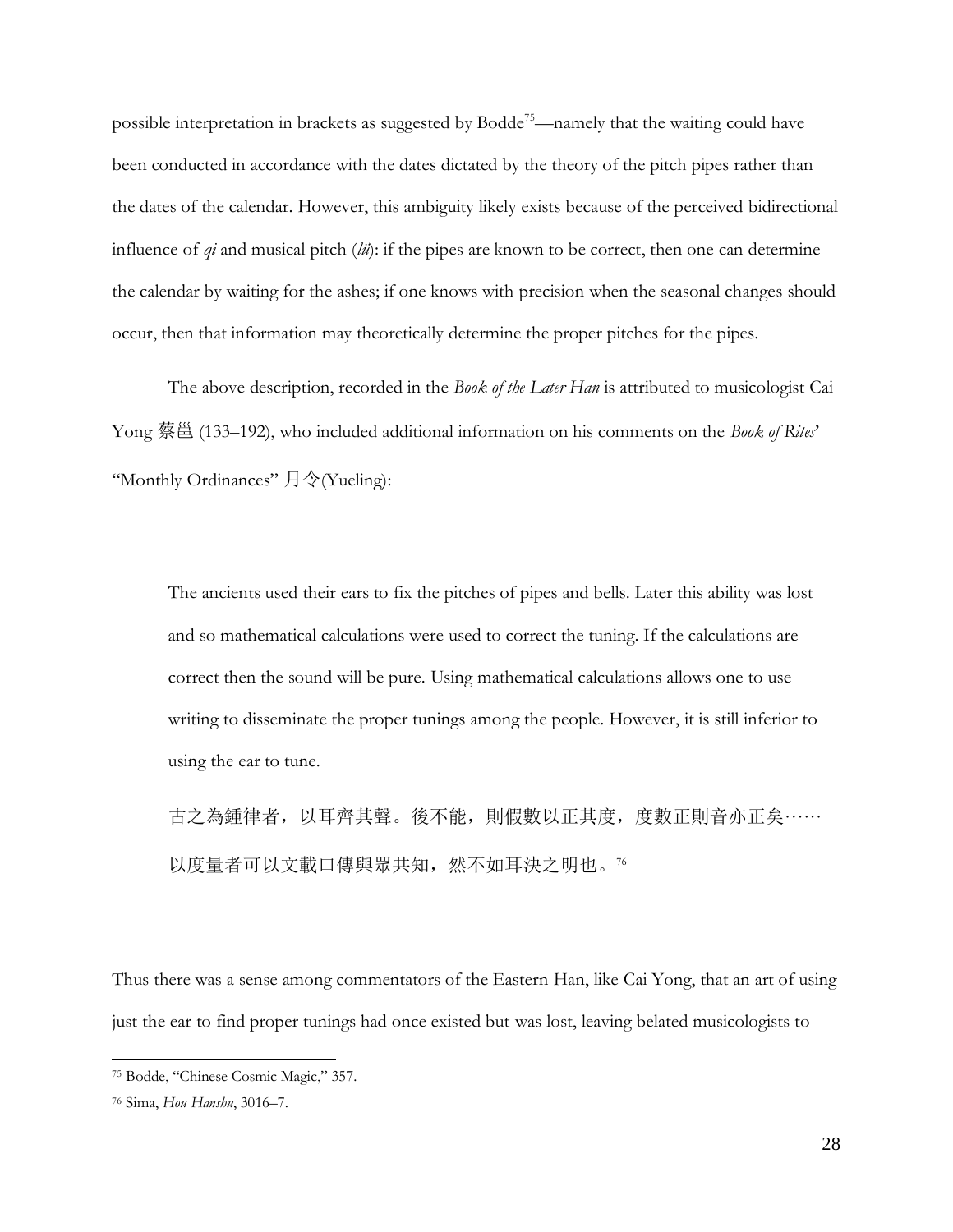possible interpretation in brackets as suggested by Bodde[75]—namely that the waiting could have been conducted in accordance with the dates dictated by the theory of the pitch pipes rather than the dates of the calendar. However, this ambiguity likely exists because of the perceived bidirectional influence of *qi* and musical pitch (*lü*): if the pipes are known to be correct, then one can determine the calendar by waiting for the ashes; if one knows with precision when the seasonal changes should occur, then that information may theoretically determine the proper pitches for the pipes.

The above description, recorded in the *Book of the Later Han* is attributed to musicologist Cai Yong 蔡邕 (133–192), who included additional information on his comments on the *Book of Rites*' "Monthly Ordinances" 月令(Yueling):

> The ancients used their ears to fix the pitches of pipes and bells. Later this ability was lost and so mathematical calculations were used to correct the tuning. If the calculations are correct then the sound will be pure. Using mathematical calculations allows one to use writing to disseminate the proper tunings among the people. However, it is still inferior to using the ear to tune.
>
> 古之為鍾律者，以耳齊其聲。後不能，則假數以正其度，度數正則音亦正矣……以度量者可以文載口傳與眾共知，然不如耳決之明也。[76]

Thus there was a sense among commentators of the Eastern Han, like Cai Yong, that an art of using just the ear to find proper tunings had once existed but was lost, leaving belated musicologists to

[75] Bodde, "Chinese Cosmic Magic," 357.

[76] Sima, *Hou Hanshu*, 3016–7.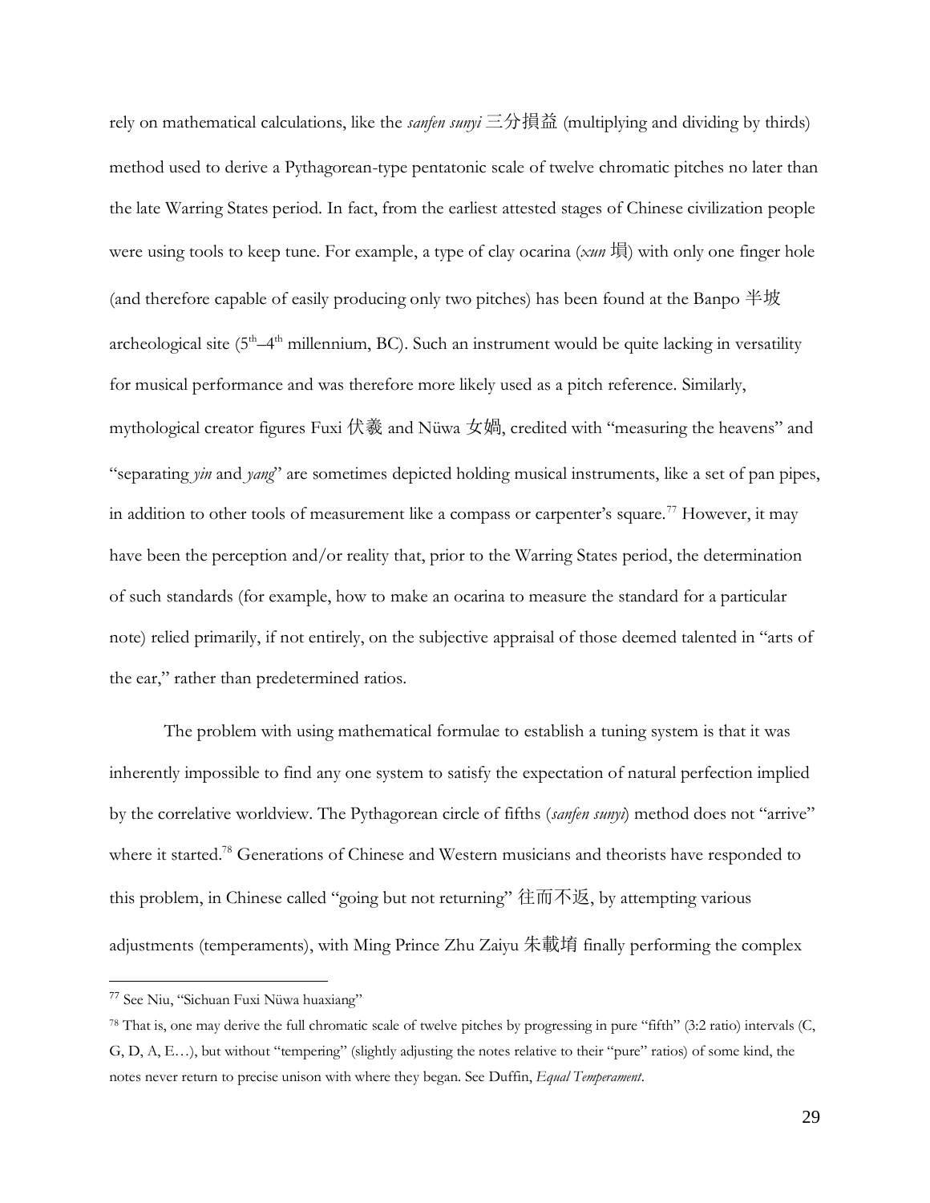rely on mathematical calculations, like the *sanfen sunyi* 三分損益 (multiplying and dividing by thirds) method used to derive a Pythagorean-type pentatonic scale of twelve chromatic pitches no later than the late Warring States period. In fact, from the earliest attested stages of Chinese civilization people were using tools to keep tune. For example, a type of clay ocarina (*xun* 塤) with only one finger hole (and therefore capable of easily producing only two pitches) has been found at the Banpo 半坡 archeological site (5th–4th millennium, BC). Such an instrument would be quite lacking in versatility for musical performance and was therefore more likely used as a pitch reference. Similarly, mythological creator figures Fuxi 伏羲 and Nüwa 女媧, credited with "measuring the heavens" and "separating *yin* and *yang*" are sometimes depicted holding musical instruments, like a set of pan pipes, in addition to other tools of measurement like a compass or carpenter's square.[77] However, it may have been the perception and/or reality that, prior to the Warring States period, the determination of such standards (for example, how to make an ocarina to measure the standard for a particular note) relied primarily, if not entirely, on the subjective appraisal of those deemed talented in "arts of the ear," rather than predetermined ratios.

The problem with using mathematical formulae to establish a tuning system is that it was inherently impossible to find any one system to satisfy the expectation of natural perfection implied by the correlative worldview. The Pythagorean circle of fifths (*sanfen sunyi*) method does not "arrive" where it started.[78] Generations of Chinese and Western musicians and theorists have responded to this problem, in Chinese called "going but not returning" 往而不返, by attempting various adjustments (temperaments), with Ming Prince Zhu Zaiyu 朱載堉 finally performing the complex

---

[77] See Niu, "Sichuan Fuxi Nüwa huaxiang"

[78] That is, one may derive the full chromatic scale of twelve pitches by progressing in pure "fifth" (3:2 ratio) intervals (C, G, D, A, E…), but without "tempering" (slightly adjusting the notes relative to their "pure" ratios) of some kind, the notes never return to precise unison with where they began. See Duffin, *Equal Temperament*.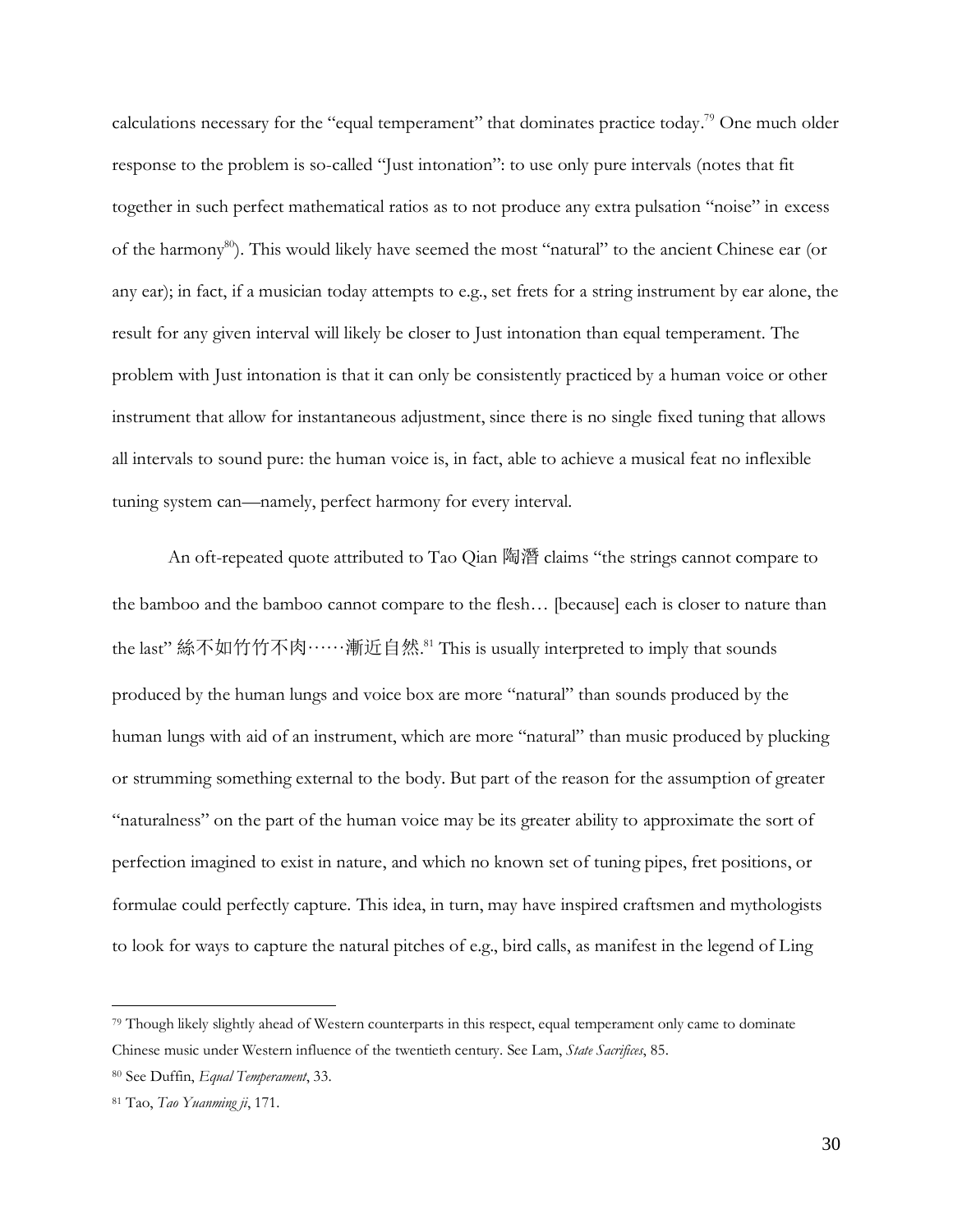calculations necessary for the "equal temperament" that dominates practice today.[79] One much older response to the problem is so-called "Just intonation": to use only pure intervals (notes that fit together in such perfect mathematical ratios as to not produce any extra pulsation "noise" in excess of the harmony[80]). This would likely have seemed the most "natural" to the ancient Chinese ear (or any ear); in fact, if a musician today attempts to e.g., set frets for a string instrument by ear alone, the result for any given interval will likely be closer to Just intonation than equal temperament. The problem with Just intonation is that it can only be consistently practiced by a human voice or other instrument that allow for instantaneous adjustment, since there is no single fixed tuning that allows all intervals to sound pure: the human voice is, in fact, able to achieve a musical feat no inflexible tuning system can—namely, perfect harmony for every interval.

An oft-repeated quote attributed to Tao Qian 陶潛 claims "the strings cannot compare to the bamboo and the bamboo cannot compare to the flesh… [because] each is closer to nature than the last" 絲不如竹竹不肉……漸近自然.[81] This is usually interpreted to imply that sounds produced by the human lungs and voice box are more "natural" than sounds produced by the human lungs with aid of an instrument, which are more "natural" than music produced by plucking or strumming something external to the body. But part of the reason for the assumption of greater "naturalness" on the part of the human voice may be its greater ability to approximate the sort of perfection imagined to exist in nature, and which no known set of tuning pipes, fret positions, or formulae could perfectly capture. This idea, in turn, may have inspired craftsmen and mythologists to look for ways to capture the natural pitches of e.g., bird calls, as manifest in the legend of Ling

---

[79] Though likely slightly ahead of Western counterparts in this respect, equal temperament only came to dominate Chinese music under Western influence of the twentieth century. See Lam, *State Sacrifices*, 85.

[80] See Duffin, *Equal Temperament*, 33.

[81] Tao, *Tao Yuanming ji*, 171.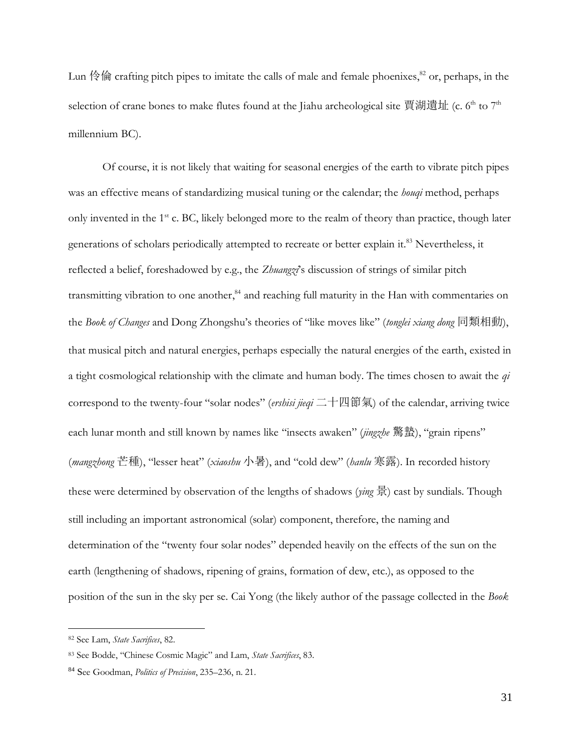Lun 伶倫 crafting pitch pipes to imitate the calls of male and female phoenixes,[82] or, perhaps, in the selection of crane bones to make flutes found at the Jiahu archeological site 賈湖遺址 (c. 6th to 7th millennium BC).

Of course, it is not likely that waiting for seasonal energies of the earth to vibrate pitch pipes was an effective means of standardizing musical tuning or the calendar; the *houqi* method, perhaps only invented in the 1st c. BC, likely belonged more to the realm of theory than practice, though later generations of scholars periodically attempted to recreate or better explain it.[83] Nevertheless, it reflected a belief, foreshadowed by e.g., the *Zhuangzi*'s discussion of strings of similar pitch transmitting vibration to one another,[84] and reaching full maturity in the Han with commentaries on the *Book of Changes* and Dong Zhongshu's theories of "like moves like" (*tonglei xiang dong* 同類相動), that musical pitch and natural energies, perhaps especially the natural energies of the earth, existed in a tight cosmological relationship with the climate and human body. The times chosen to await the *qi* correspond to the twenty-four "solar nodes" (*ershisi jieqi* 二十四節氣) of the calendar, arriving twice each lunar month and still known by names like "insects awaken" (*jingzhe* 驚蟄), "grain ripens" (*mangzhong* 芒種), "lesser heat" (*xiaoshu* 小暑), and "cold dew" (*hanlu* 寒露). In recorded history these were determined by observation of the lengths of shadows (*ying* 景) cast by sundials. Though still including an important astronomical (solar) component, therefore, the naming and determination of the "twenty four solar nodes" depended heavily on the effects of the sun on the earth (lengthening of shadows, ripening of grains, formation of dew, etc.), as opposed to the position of the sun in the sky per se. Cai Yong (the likely author of the passage collected in the *Book*

---

[82] See Lam, *State Sacrifices*, 82.

[83] See Bodde, "Chinese Cosmic Magic" and Lam, *State Sacrifices*, 83.

[84] See Goodman, *Politics of Precision*, 235–236, n. 21.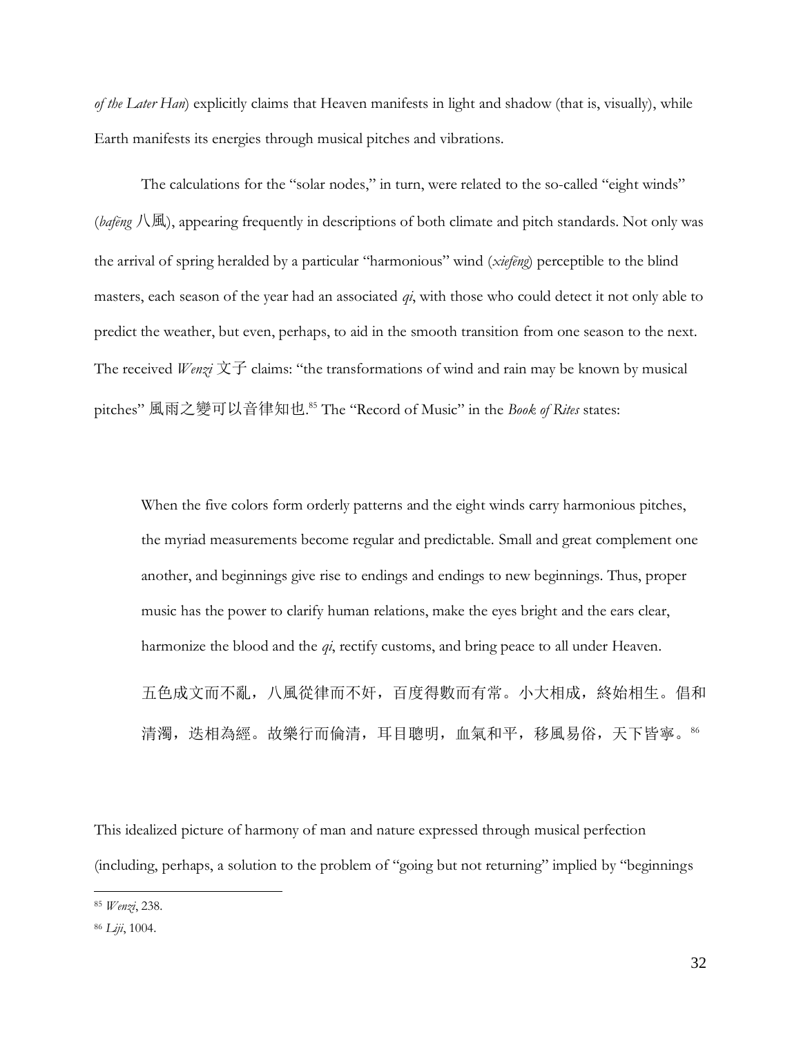*of the Later Han*) explicitly claims that Heaven manifests in light and shadow (that is, visually), while Earth manifests its energies through musical pitches and vibrations.

The calculations for the "solar nodes," in turn, were related to the so-called "eight winds" (*bafēng* 八風), appearing frequently in descriptions of both climate and pitch standards. Not only was the arrival of spring heralded by a particular "harmonious" wind (*xiefēng*) perceptible to the blind masters, each season of the year had an associated *qi*, with those who could detect it not only able to predict the weather, but even, perhaps, to aid in the smooth transition from one season to the next. The received *Wenzi* 文子 claims: "the transformations of wind and rain may be known by musical pitches" 風雨之變可以音律知也.[85] The "Record of Music" in the *Book of Rites* states:

> When the five colors form orderly patterns and the eight winds carry harmonious pitches, the myriad measurements become regular and predictable. Small and great complement one another, and beginnings give rise to endings and endings to new beginnings. Thus, proper music has the power to clarify human relations, make the eyes bright and the ears clear, harmonize the blood and the *qi*, rectify customs, and bring peace to all under Heaven.
>
> 五色成文而不亂，八風從律而不奸，百度得數而有常。小大相成，終始相生。倡和清濁，迭相為經。故樂行而倫清，耳目聰明，血氣和平，移風易俗，天下皆寧。[86]

This idealized picture of harmony of man and nature expressed through musical perfection (including, perhaps, a solution to the problem of "going but not returning" implied by "beginnings

---

[85] *Wenzi*, 238.

[86] *Liji*, 1004.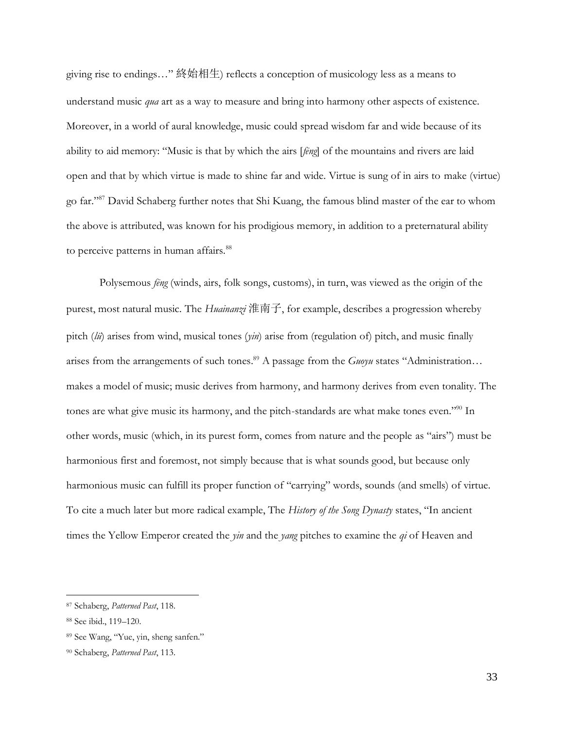giving rise to endings…" 終始相生) reflects a conception of musicology less as a means to understand music *qua* art as a way to measure and bring into harmony other aspects of existence. Moreover, in a world of aural knowledge, music could spread wisdom far and wide because of its ability to aid memory: "Music is that by which the airs [*fēng*] of the mountains and rivers are laid open and that by which virtue is made to shine far and wide. Virtue is sung of in airs to make (virtue) go far."[87] David Schaberg further notes that Shi Kuang, the famous blind master of the ear to whom the above is attributed, was known for his prodigious memory, in addition to a preternatural ability to perceive patterns in human affairs.[88]

Polysemous *fēng* (winds, airs, folk songs, customs), in turn, was viewed as the origin of the purest, most natural music. The *Huainanzi* 淮南子, for example, describes a progression whereby pitch (*lǜ*) arises from wind, musical tones (*yin*) arise from (regulation of) pitch, and music finally arises from the arrangements of such tones.[89] A passage from the *Guoyu* states "Administration… makes a model of music; music derives from harmony, and harmony derives from even tonality. The tones are what give music its harmony, and the pitch-standards are what make tones even."[90] In other words, music (which, in its purest form, comes from nature and the people as "airs") must be harmonious first and foremost, not simply because that is what sounds good, but because only harmonious music can fulfill its proper function of "carrying" words, sounds (and smells) of virtue. To cite a much later but more radical example, The *History of the Song Dynasty* states, "In ancient times the Yellow Emperor created the *yin* and the *yang* pitches to examine the *qi* of Heaven and

---

[87] Schaberg, *Patterned Past*, 118.

[88] See ibid., 119–120.

[89] See Wang, "Yue, yin, sheng sanfen."

[90] Schaberg, *Patterned Past*, 113.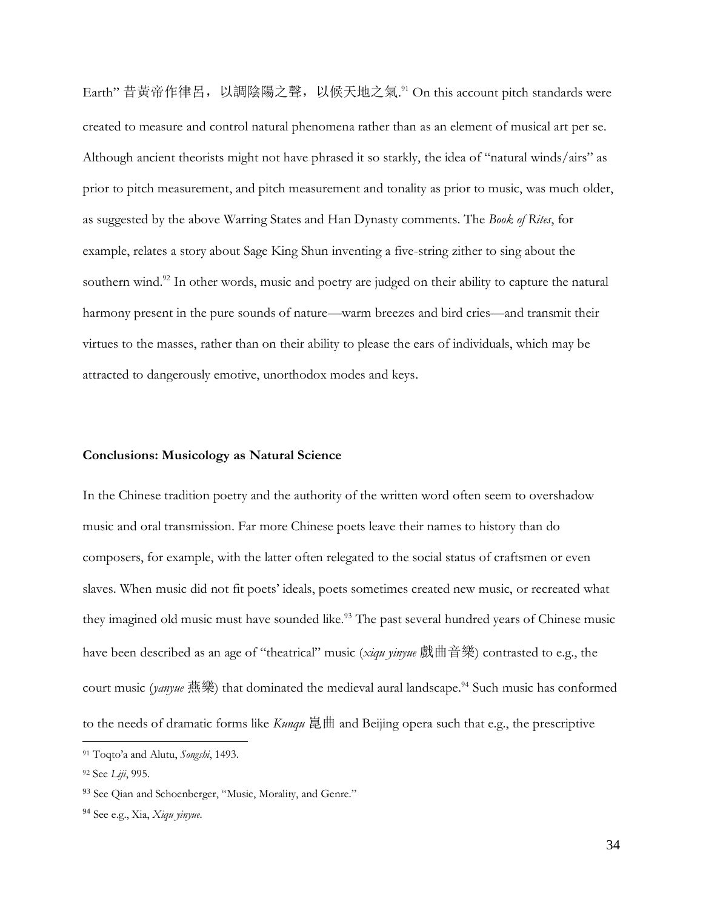Earth" 昔黃帝作律呂，以調陰陽之聲，以候天地之氣.[91] On this account pitch standards were created to measure and control natural phenomena rather than as an element of musical art per se. Although ancient theorists might not have phrased it so starkly, the idea of "natural winds/airs" as prior to pitch measurement, and pitch measurement and tonality as prior to music, was much older, as suggested by the above Warring States and Han Dynasty comments. The *Book of Rites*, for example, relates a story about Sage King Shun inventing a five-string zither to sing about the southern wind.[92] In other words, music and poetry are judged on their ability to capture the natural harmony present in the pure sounds of nature—warm breezes and bird cries—and transmit their virtues to the masses, rather than on their ability to please the ears of individuals, which may be attracted to dangerously emotive, unorthodox modes and keys.

### Conclusions: Musicology as Natural Science

In the Chinese tradition poetry and the authority of the written word often seem to overshadow music and oral transmission. Far more Chinese poets leave their names to history than do composers, for example, with the latter often relegated to the social status of craftsmen or even slaves. When music did not fit poets' ideals, poets sometimes created new music, or recreated what they imagined old music must have sounded like.[93] The past several hundred years of Chinese music have been described as an age of "theatrical" music (*xiqu yinyue* 戲曲音樂) contrasted to e.g., the court music (*yanyue* 燕樂) that dominated the medieval aural landscape.[94] Such music has conformed to the needs of dramatic forms like *Kunqu* 崑曲 and Beijing opera such that e.g., the prescriptive

[91] Toqto'a and Alutu, *Songshi*, 1493.

[92] See *Liji*, 995.

[93] See Qian and Schoenberger, "Music, Morality, and Genre."

[94] See e.g., Xia, *Xiqu yinyue*.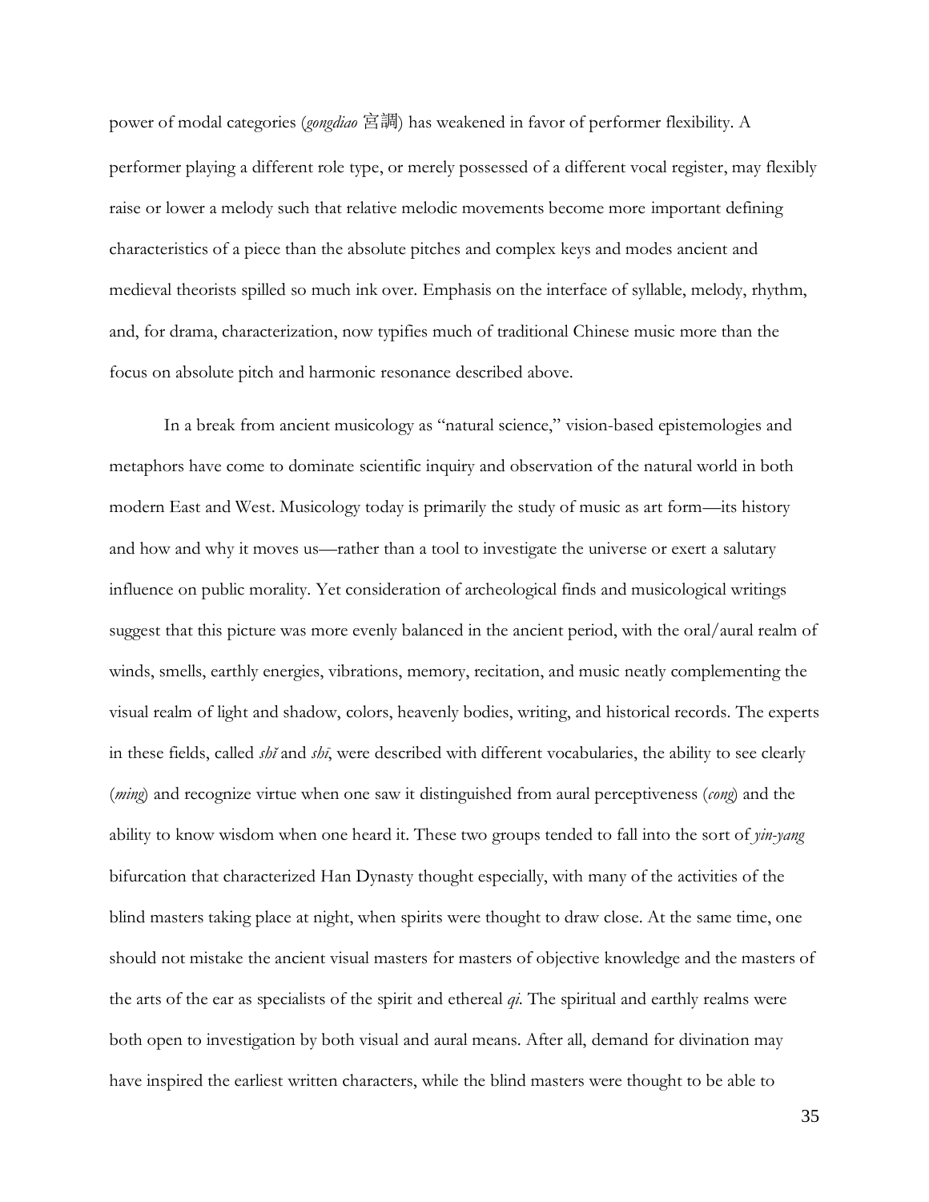power of modal categories (*gongdiao* 宮調) has weakened in favor of performer flexibility. A performer playing a different role type, or merely possessed of a different vocal register, may flexibly raise or lower a melody such that relative melodic movements become more important defining characteristics of a piece than the absolute pitches and complex keys and modes ancient and medieval theorists spilled so much ink over. Emphasis on the interface of syllable, melody, rhythm, and, for drama, characterization, now typifies much of traditional Chinese music more than the focus on absolute pitch and harmonic resonance described above.

In a break from ancient musicology as "natural science," vision-based epistemologies and metaphors have come to dominate scientific inquiry and observation of the natural world in both modern East and West. Musicology today is primarily the study of music as art form—its history and how and why it moves us—rather than a tool to investigate the universe or exert a salutary influence on public morality. Yet consideration of archeological finds and musicological writings suggest that this picture was more evenly balanced in the ancient period, with the oral/aural realm of winds, smells, earthly energies, vibrations, memory, recitation, and music neatly complementing the visual realm of light and shadow, colors, heavenly bodies, writing, and historical records. The experts in these fields, called *shǐ* and *shī*, were described with different vocabularies, the ability to see clearly (*ming*) and recognize virtue when one saw it distinguished from aural perceptiveness (*cong*) and the ability to know wisdom when one heard it. These two groups tended to fall into the sort of *yin-yang* bifurcation that characterized Han Dynasty thought especially, with many of the activities of the blind masters taking place at night, when spirits were thought to draw close. At the same time, one should not mistake the ancient visual masters for masters of objective knowledge and the masters of the arts of the ear as specialists of the spirit and ethereal *qi*. The spiritual and earthly realms were both open to investigation by both visual and aural means. After all, demand for divination may have inspired the earliest written characters, while the blind masters were thought to be able to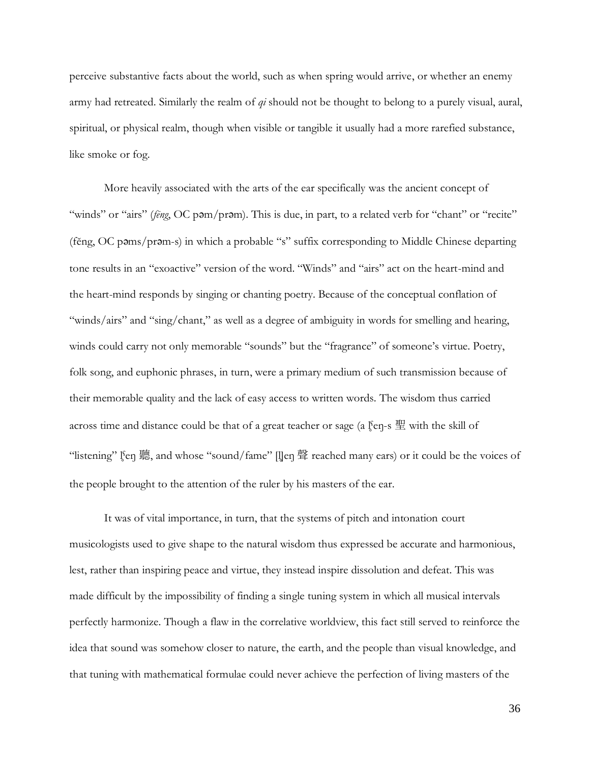perceive substantive facts about the world, such as when spring would arrive, or whether an enemy army had retreated. Similarly the realm of *qi* should not be thought to belong to a purely visual, aural, spiritual, or physical realm, though when visible or tangible it usually had a more rarefied substance, like smoke or fog.

More heavily associated with the arts of the ear specifically was the ancient concept of "winds" or "airs" (*fēng*, OC pəm/prəm). This is due, in part, to a related verb for "chant" or "recite" (fěng, OC pəms/prəm-s) in which a probable "s" suffix corresponding to Middle Chinese departing tone results in an "exoactive" version of the word. "Winds" and "airs" act on the heart-mind and the heart-mind responds by singing or chanting poetry. Because of the conceptual conflation of "winds/airs" and "sing/chant," as well as a degree of ambiguity in words for smelling and hearing, winds could carry not only memorable "sounds" but the "fragrance" of someone's virtue. Poetry, folk song, and euphonic phrases, in turn, were a primary medium of such transmission because of their memorable quality and the lack of easy access to written words. The wisdom thus carried across time and distance could be that of a great teacher or sage (a l̥ˁeŋ-s 聖 with the skill of "listening" l̥ˁeŋ 聽, and whose "sound/fame" [l̥]eŋ 聲 reached many ears) or it could be the voices of the people brought to the attention of the ruler by his masters of the ear.

It was of vital importance, in turn, that the systems of pitch and intonation court musicologists used to give shape to the natural wisdom thus expressed be accurate and harmonious, lest, rather than inspiring peace and virtue, they instead inspire dissolution and defeat. This was made difficult by the impossibility of finding a single tuning system in which all musical intervals perfectly harmonize. Though a flaw in the correlative worldview, this fact still served to reinforce the idea that sound was somehow closer to nature, the earth, and the people than visual knowledge, and that tuning with mathematical formulae could never achieve the perfection of living masters of the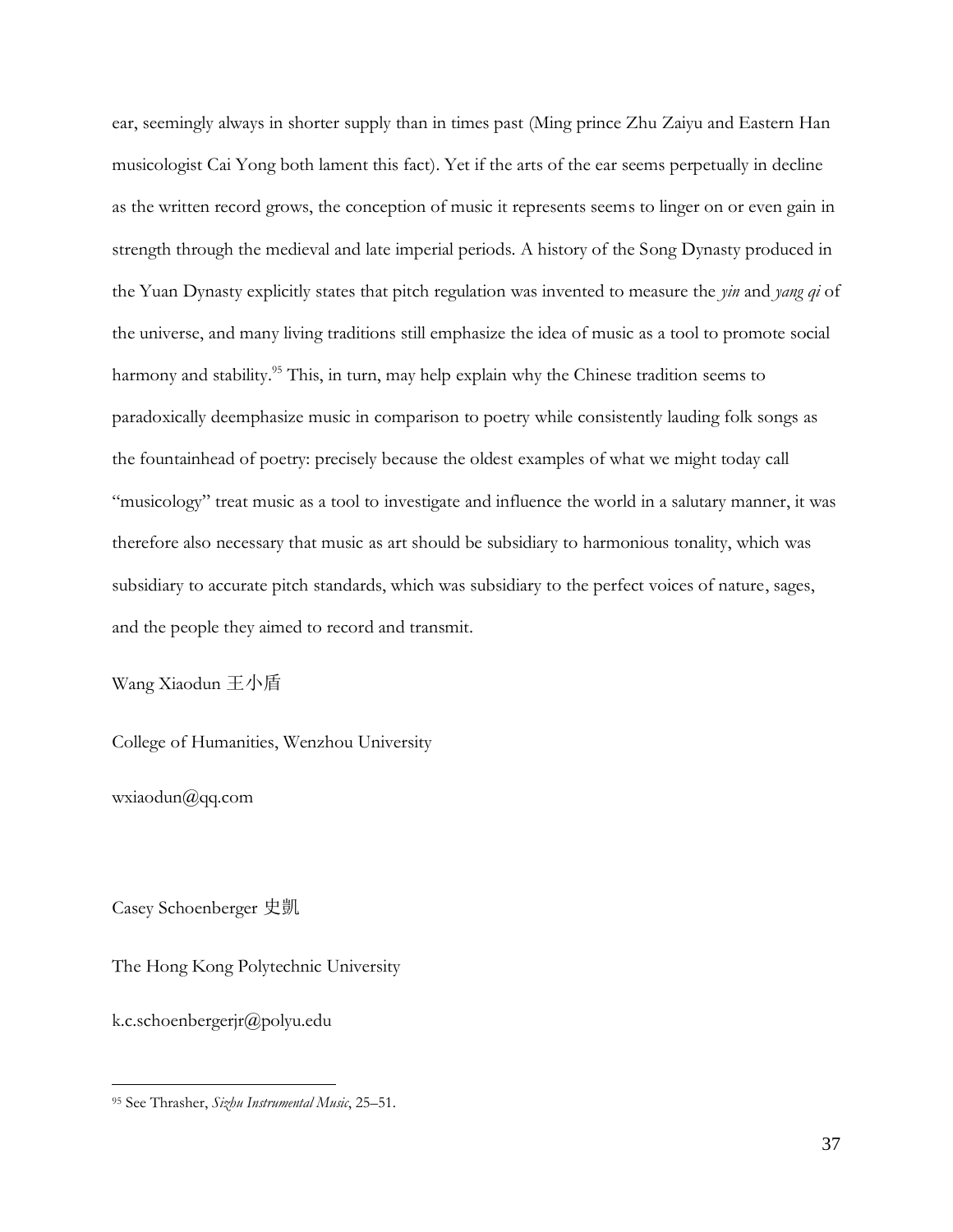ear, seemingly always in shorter supply than in times past (Ming prince Zhu Zaiyu and Eastern Han musicologist Cai Yong both lament this fact). Yet if the arts of the ear seems perpetually in decline as the written record grows, the conception of music it represents seems to linger on or even gain in strength through the medieval and late imperial periods. A history of the Song Dynasty produced in the Yuan Dynasty explicitly states that pitch regulation was invented to measure the *yin* and *yang qi* of the universe, and many living traditions still emphasize the idea of music as a tool to promote social harmony and stability.[95] This, in turn, may help explain why the Chinese tradition seems to paradoxically deemphasize music in comparison to poetry while consistently lauding folk songs as the fountainhead of poetry: precisely because the oldest examples of what we might today call "musicology" treat music as a tool to investigate and influence the world in a salutary manner, it was therefore also necessary that music as art should be subsidiary to harmonious tonality, which was subsidiary to accurate pitch standards, which was subsidiary to the perfect voices of nature, sages, and the people they aimed to record and transmit.

Wang Xiaodun 王小盾

College of Humanities, Wenzhou University

wxiaodun@qq.com

Casey Schoenberger 史凱

The Hong Kong Polytechnic University

k.c.schoenbergerjr@polyu.edu

---

[95] See Thrasher, *Sizhu Instrumental Music*, 25–51.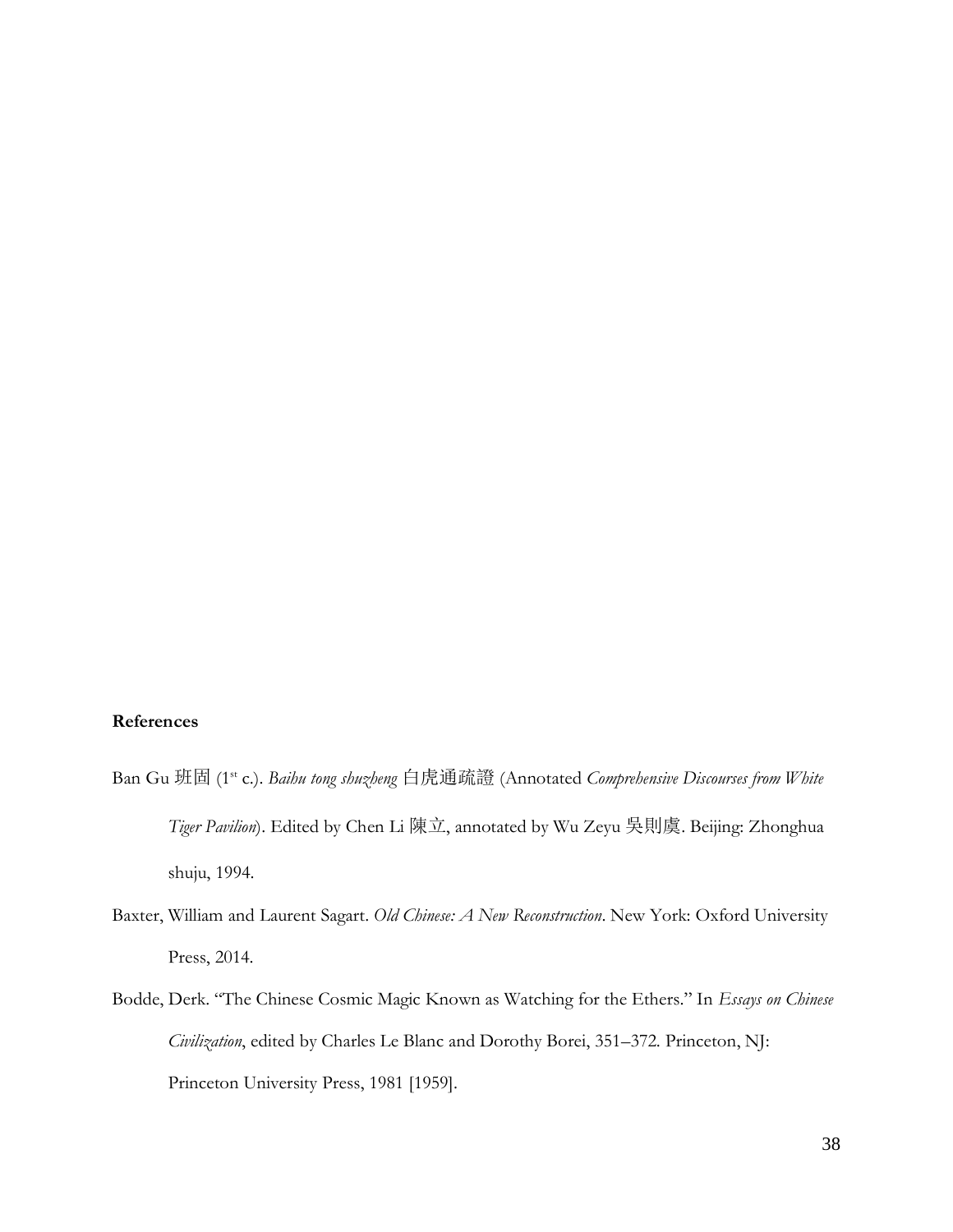**References**

Ban Gu 班固 (1st c.). *Baihu tong shuzheng* 白虎通疏證 (Annotated *Comprehensive Discourses from White Tiger Pavilion*). Edited by Chen Li 陳立, annotated by Wu Zeyu 吳則虞. Beijing: Zhonghua shuju, 1994.

Baxter, William and Laurent Sagart. *Old Chinese: A New Reconstruction*. New York: Oxford University Press, 2014.

Bodde, Derk. "The Chinese Cosmic Magic Known as Watching for the Ethers." In *Essays on Chinese Civilization*, edited by Charles Le Blanc and Dorothy Borei, 351–372. Princeton, NJ: Princeton University Press, 1981 [1959].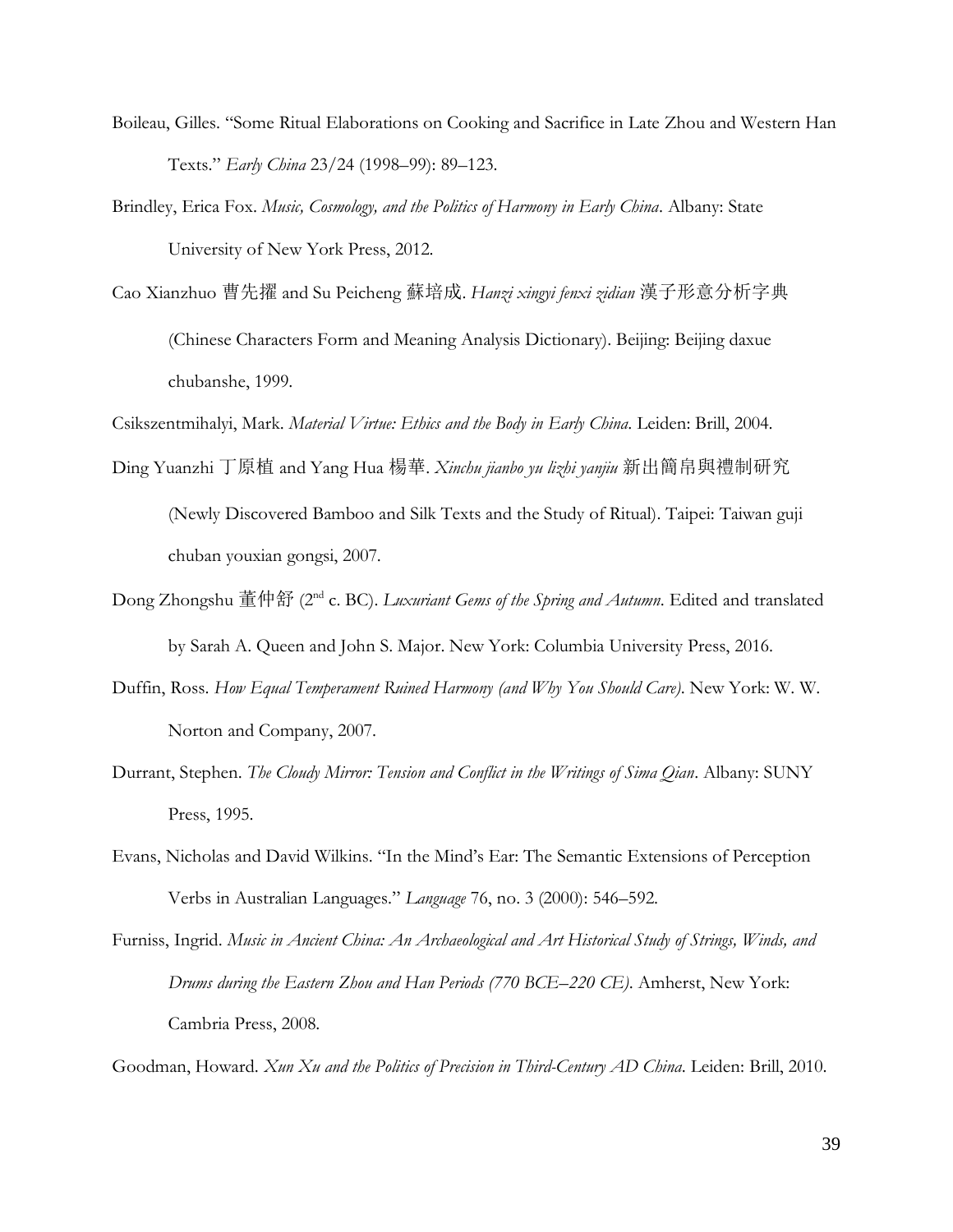Boileau, Gilles. "Some Ritual Elaborations on Cooking and Sacrifice in Late Zhou and Western Han Texts." *Early China* 23/24 (1998–99): 89–123.

Brindley, Erica Fox. *Music, Cosmology, and the Politics of Harmony in Early China*. Albany: State University of New York Press, 2012.

Cao Xianzhuo 曹先擢 and Su Peicheng 蘇培成. *Hanzi xingyi fenxi zidian* 漢子形意分析字典 (Chinese Characters Form and Meaning Analysis Dictionary). Beijing: Beijing daxue chubanshe, 1999.

Csikszentmihalyi, Mark. *Material Virtue: Ethics and the Body in Early China*. Leiden: Brill, 2004.

Ding Yuanzhi 丁原植 and Yang Hua 楊華. *Xinchu jianbo yu lizhi yanjiu* 新出簡帛與禮制研究 (Newly Discovered Bamboo and Silk Texts and the Study of Ritual). Taipei: Taiwan guji chuban youxian gongsi, 2007.

Dong Zhongshu 董仲舒 (2nd c. BC). *Luxuriant Gems of the Spring and Autumn*. Edited and translated by Sarah A. Queen and John S. Major. New York: Columbia University Press, 2016.

Duffin, Ross. *How Equal Temperament Ruined Harmony (and Why You Should Care)*. New York: W. W. Norton and Company, 2007.

Durrant, Stephen. *The Cloudy Mirror: Tension and Conflict in the Writings of Sima Qian*. Albany: SUNY Press, 1995.

Evans, Nicholas and David Wilkins. "In the Mind's Ear: The Semantic Extensions of Perception Verbs in Australian Languages." *Language* 76, no. 3 (2000): 546–592.

Furniss, Ingrid. *Music in Ancient China: An Archaeological and Art Historical Study of Strings, Winds, and Drums during the Eastern Zhou and Han Periods (770 BCE–220 CE)*. Amherst, New York: Cambria Press, 2008.

Goodman, Howard. *Xun Xu and the Politics of Precision in Third-Century AD China*. Leiden: Brill, 2010.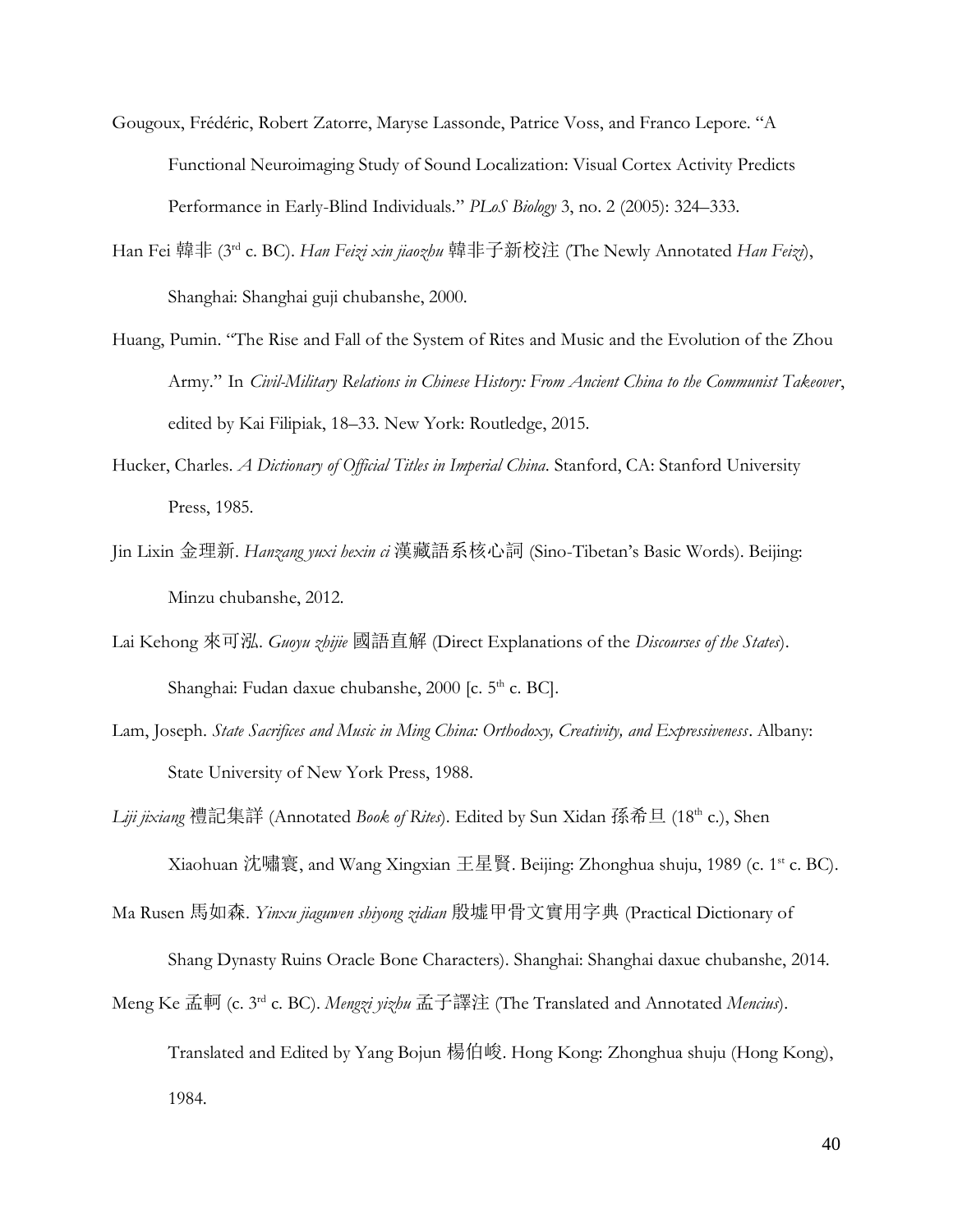Gougoux, Frédéric, Robert Zatorre, Maryse Lassonde, Patrice Voss, and Franco Lepore. "A Functional Neuroimaging Study of Sound Localization: Visual Cortex Activity Predicts Performance in Early-Blind Individuals." *PLoS Biology* 3, no. 2 (2005): 324–333.

Han Fei 韓非 (3rd c. BC). *Han Feizi xin jiaozhu* 韓非子新校注 (The Newly Annotated *Han Feizi*), Shanghai: Shanghai guji chubanshe, 2000.

Huang, Pumin. "The Rise and Fall of the System of Rites and Music and the Evolution of the Zhou Army." In *Civil-Military Relations in Chinese History: From Ancient China to the Communist Takeover*, edited by Kai Filipiak, 18–33. New York: Routledge, 2015.

Hucker, Charles. *A Dictionary of Official Titles in Imperial China*. Stanford, CA: Stanford University Press, 1985.

Jin Lixin 金理新. *Hanzang yuxi hexin ci* 漢藏語系核心詞 (Sino-Tibetan's Basic Words). Beijing: Minzu chubanshe, 2012.

Lai Kehong 來可泓. *Guoyu zhijie* 國語直解 (Direct Explanations of the *Discourses of the States*). Shanghai: Fudan daxue chubanshe, 2000 [c. 5th c. BC].

Lam, Joseph. *State Sacrifices and Music in Ming China: Orthodoxy, Creativity, and Expressiveness*. Albany: State University of New York Press, 1988.

*Liji jixiang* 禮記集詳 (Annotated *Book of Rites*). Edited by Sun Xidan 孫希旦 (18th c.), Shen Xiaohuan 沈嘯寰, and Wang Xingxian 王星賢. Beijing: Zhonghua shuju, 1989 (c. 1st c. BC).

Ma Rusen 馬如森. *Yinxu jiaguwen shiyong zidian* 殷墟甲骨文實用字典 (Practical Dictionary of Shang Dynasty Ruins Oracle Bone Characters). Shanghai: Shanghai daxue chubanshe, 2014.

Meng Ke 孟軻 (c. 3rd c. BC). *Mengzi yizhu* 孟子譯注 (The Translated and Annotated *Mencius*). Translated and Edited by Yang Bojun 楊伯峻. Hong Kong: Zhonghua shuju (Hong Kong), 1984.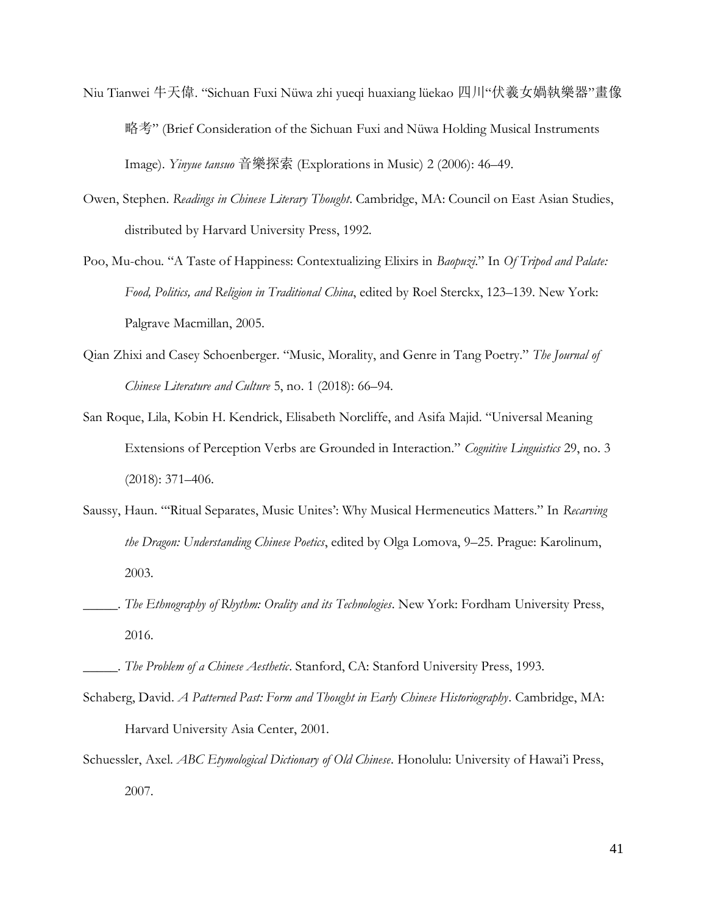Niu Tianwei 牛天偉. "Sichuan Fuxi Nüwa zhi yueqi huaxiang lüekao 四川"伏羲女媧執樂器"畫像略考" (Brief Consideration of the Sichuan Fuxi and Nüwa Holding Musical Instruments Image). *Yinyue tansuo* 音樂探索 (Explorations in Music) 2 (2006): 46–49.

Owen, Stephen. *Readings in Chinese Literary Thought*. Cambridge, MA: Council on East Asian Studies, distributed by Harvard University Press, 1992.

Poo, Mu-chou. "A Taste of Happiness: Contextualizing Elixirs in *Baopuzi*." In *Of Tripod and Palate: Food, Politics, and Religion in Traditional China*, edited by Roel Sterckx, 123–139. New York: Palgrave Macmillan, 2005.

Qian Zhixi and Casey Schoenberger. "Music, Morality, and Genre in Tang Poetry." *The Journal of Chinese Literature and Culture* 5, no. 1 (2018): 66–94.

San Roque, Lila, Kobin H. Kendrick, Elisabeth Norcliffe, and Asifa Majid. "Universal Meaning Extensions of Perception Verbs are Grounded in Interaction." *Cognitive Linguistics* 29, no. 3 (2018): 371–406.

Saussy, Haun. "'Ritual Separates, Music Unites': Why Musical Hermeneutics Matters." In *Recarving the Dragon: Understanding Chinese Poetics*, edited by Olga Lomova, 9–25. Prague: Karolinum, 2003.

_____. *The Ethnography of Rhythm: Orality and its Technologies*. New York: Fordham University Press, 2016.

_____. *The Problem of a Chinese Aesthetic*. Stanford, CA: Stanford University Press, 1993.

Schaberg, David. *A Patterned Past: Form and Thought in Early Chinese Historiography*. Cambridge, MA: Harvard University Asia Center, 2001.

Schuessler, Axel. *ABC Etymological Dictionary of Old Chinese*. Honolulu: University of Hawai'i Press, 2007.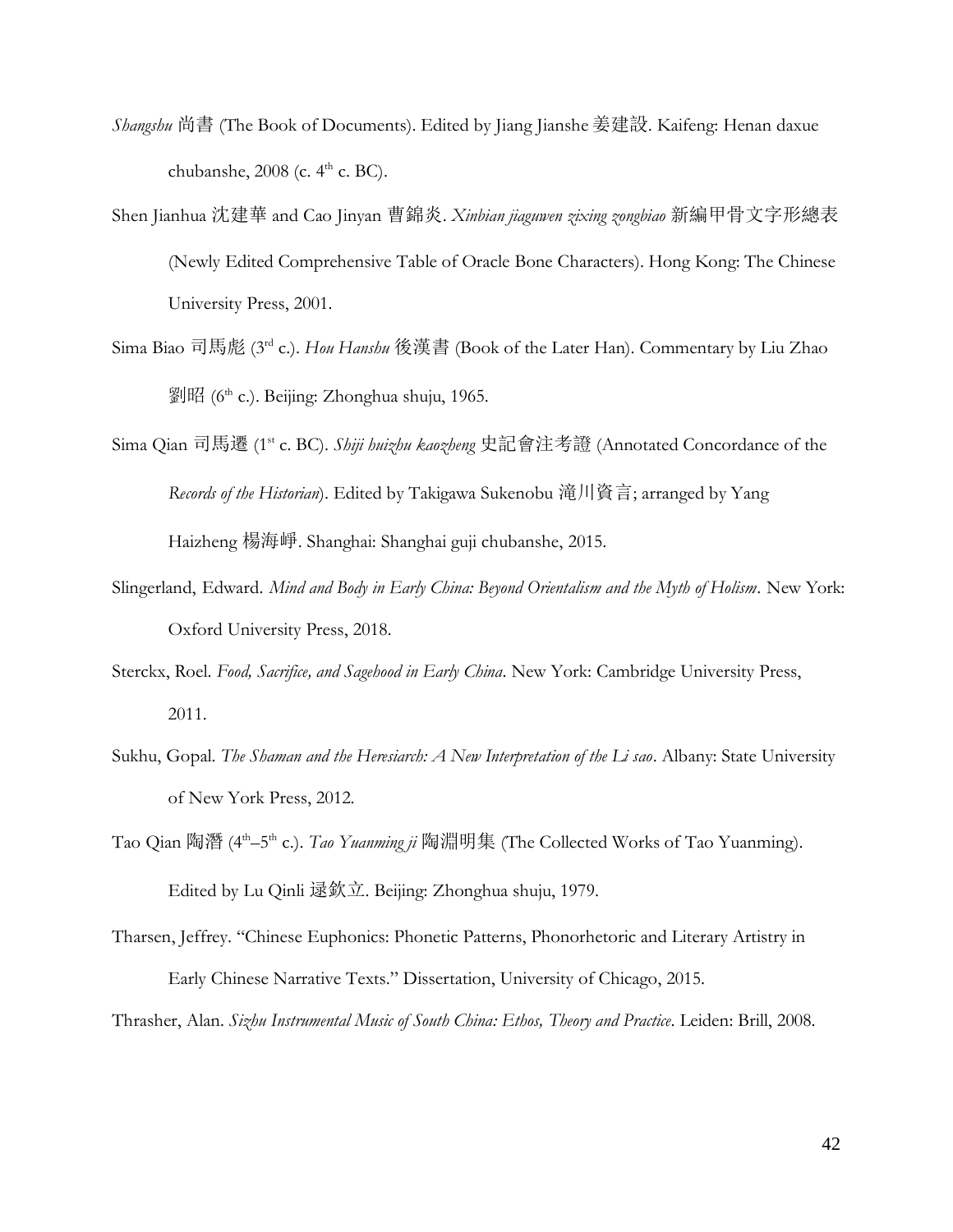*Shangshu* 尚書 (The Book of Documents). Edited by Jiang Jianshe 姜建設. Kaifeng: Henan daxue chubanshe, 2008 (c. 4th c. BC).

Shen Jianhua 沈建華 and Cao Jinyan 曹錦炎. *Xinbian jiaguwen zixing zongbiao* 新編甲骨文字形總表 (Newly Edited Comprehensive Table of Oracle Bone Characters). Hong Kong: The Chinese University Press, 2001.

Sima Biao 司馬彪 (3rd c.). *Hou Hanshu* 後漢書 (Book of the Later Han). Commentary by Liu Zhao 劉昭 (6th c.). Beijing: Zhonghua shuju, 1965.

Sima Qian 司馬遷 (1st c. BC). *Shiji huizhu kaozheng* 史記會注考證 (Annotated Concordance of the *Records of the Historian*). Edited by Takigawa Sukenobu 滝川資言; arranged by Yang Haizheng 楊海崢. Shanghai: Shanghai guji chubanshe, 2015.

Slingerland, Edward. *Mind and Body in Early China: Beyond Orientalism and the Myth of Holism*. New York: Oxford University Press, 2018.

Sterckx, Roel. *Food, Sacrifice, and Sagehood in Early China*. New York: Cambridge University Press, 2011.

Sukhu, Gopal. *The Shaman and the Heresiarch: A New Interpretation of the Li sao*. Albany: State University of New York Press, 2012.

Tao Qian 陶潛 (4th–5th c.). *Tao Yuanming ji* 陶淵明集 (The Collected Works of Tao Yuanming). Edited by Lu Qinli 逯欽立. Beijing: Zhonghua shuju, 1979.

Tharsen, Jeffrey. "Chinese Euphonics: Phonetic Patterns, Phonorhetoric and Literary Artistry in Early Chinese Narrative Texts." Dissertation, University of Chicago, 2015.

Thrasher, Alan. *Sizhu Instrumental Music of South China: Ethos, Theory and Practice*. Leiden: Brill, 2008.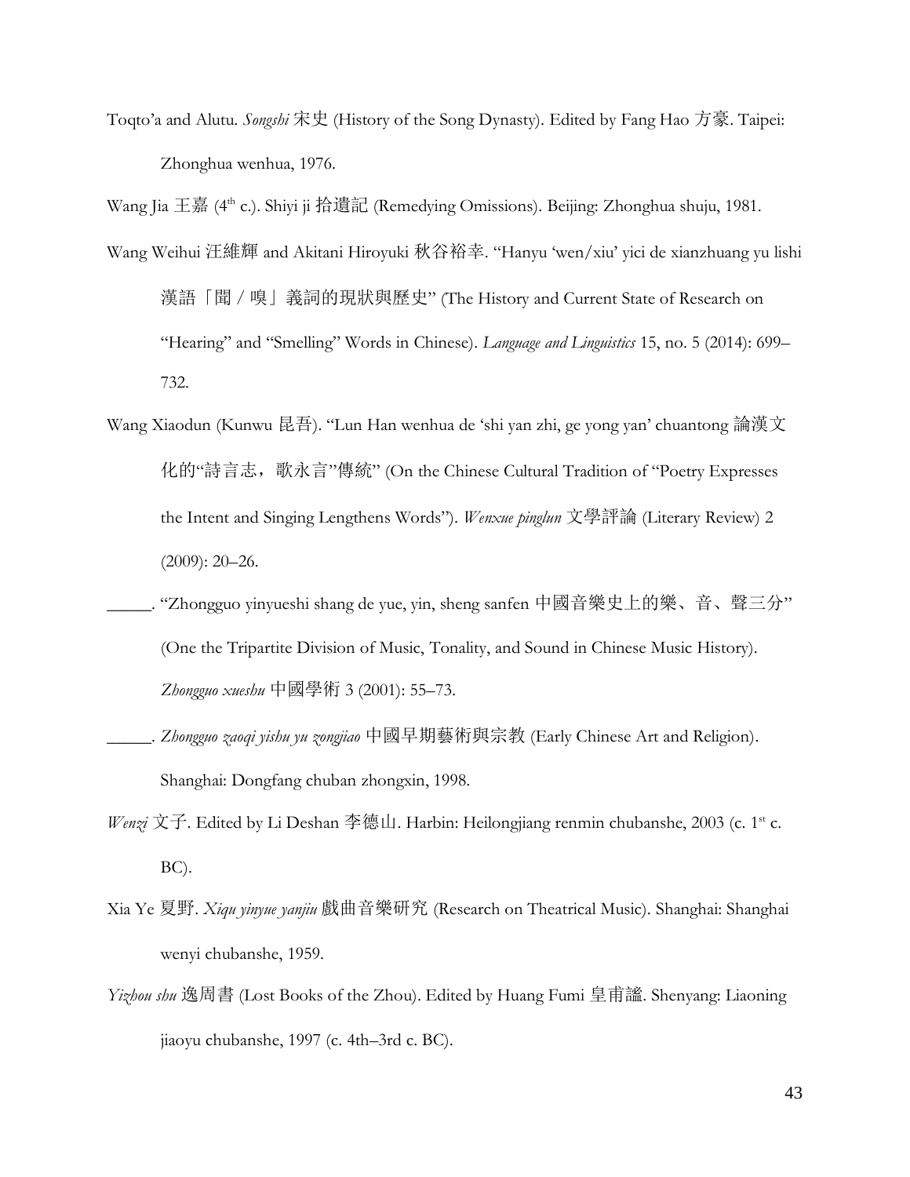Toqto'a and Alutu. *Songshi* 宋史 (History of the Song Dynasty). Edited by Fang Hao 方豪. Taipei: Zhonghua wenhua, 1976.

Wang Jia 王嘉 (4th c.). Shiyi ji 拾遺記 (Remedying Omissions). Beijing: Zhonghua shuju, 1981.

Wang Weihui 汪維輝 and Akitani Hiroyuki 秋谷裕幸. "Hanyu 'wen/xiu' yici de xianzhuang yu lishi 漢語「聞／嗅」義詞的現狀與歷史" (The History and Current State of Research on "Hearing" and "Smelling" Words in Chinese). *Language and Linguistics* 15, no. 5 (2014): 699–732.

Wang Xiaodun (Kunwu 昆吾). "Lun Han wenhua de 'shi yan zhi, ge yong yan' chuantong 論漢文化的"詩言志，歌永言"傳統" (On the Chinese Cultural Tradition of "Poetry Expresses the Intent and Singing Lengthens Words"). *Wenxue pinglun* 文學評論 (Literary Review) 2 (2009): 20–26.

_____. "Zhongguo yinyueshi shang de yue, yin, sheng sanfen 中國音樂史上的樂、音、聲三分" (One the Tripartite Division of Music, Tonality, and Sound in Chinese Music History). *Zhongguo xueshu* 中國學術 3 (2001): 55–73.

_____. *Zhongguo zaoqi yishu yu zongjiao* 中國早期藝術與宗教 (Early Chinese Art and Religion). Shanghai: Dongfang chuban zhongxin, 1998.

*Wenzi* 文子. Edited by Li Deshan 李德山. Harbin: Heilongjiang renmin chubanshe, 2003 (c. 1st c. BC).

Xia Ye 夏野. *Xiqu yinyue yanjiu* 戲曲音樂研究 (Research on Theatrical Music). Shanghai: Shanghai wenyi chubanshe, 1959.

*Yizhou shu* 逸周書 (Lost Books of the Zhou). Edited by Huang Fumi 皇甫謐. Shenyang: Liaoning jiaoyu chubanshe, 1997 (c. 4th–3rd c. BC).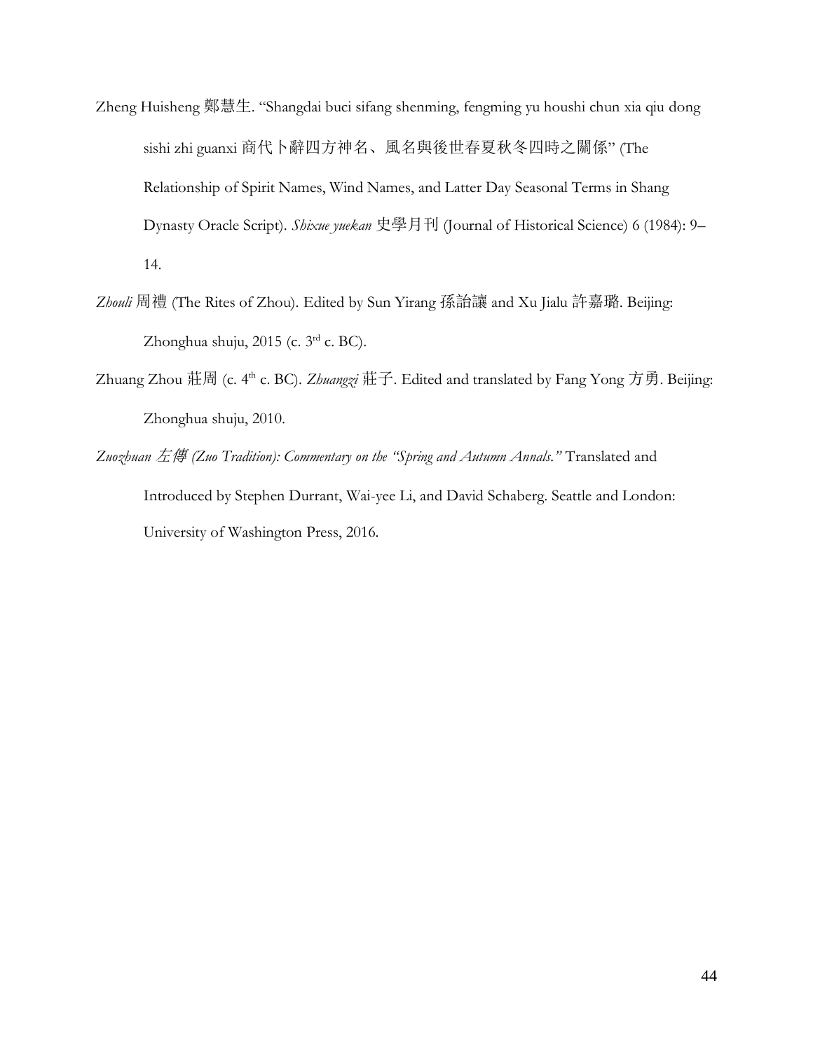Zheng Huisheng 鄭慧生. "Shangdai buci sifang shenming, fengming yu houshi chun xia qiu dong sishi zhi guanxi 商代卜辭四方神名、風名與後世春夏秋冬四時之關係" (The Relationship of Spirit Names, Wind Names, and Latter Day Seasonal Terms in Shang Dynasty Oracle Script). *Shixue yuekan* 史學月刊 (Journal of Historical Science) 6 (1984): 9–14.

*Zhouli* 周禮 (The Rites of Zhou). Edited by Sun Yirang 孫詒讓 and Xu Jialu 許嘉璐. Beijing: Zhonghua shuju, 2015 (c. 3rd c. BC).

Zhuang Zhou 莊周 (c. 4th c. BC). *Zhuangzi* 莊子. Edited and translated by Fang Yong 方勇. Beijing: Zhonghua shuju, 2010.

*Zuozhuan 左傳 (Zuo Tradition): Commentary on the "Spring and Autumn Annals."* Translated and Introduced by Stephen Durrant, Wai-yee Li, and David Schaberg. Seattle and London: University of Washington Press, 2016.